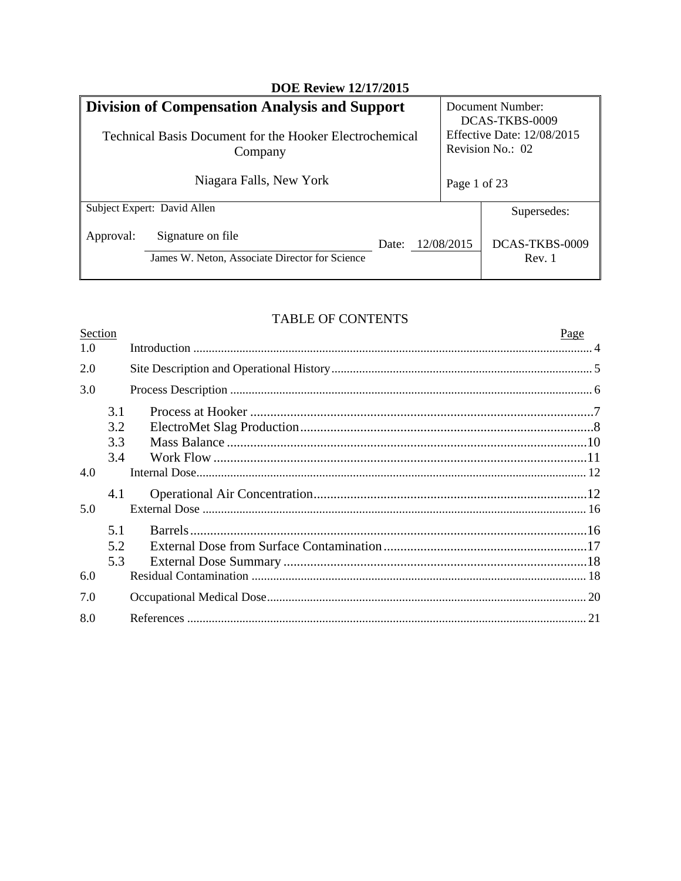**DOE Review 12/17/2015**

| **Division of Compensation Analysis and Support**<br><br>Technical Basis Document for the Hooker Electrochemical Company<br><br>Niagara Falls, New York | | Document Number: DCAS-TKBS-0009<br>Effective Date: 12/08/2015<br>Revision No.: 02<br><br>Page 1 of 23 |
|---|---|---|
| Subject Expert: David Allen<br><br>Approval: Signature on file<br>James W. Neton, Associate Director for Science | Date: 12/08/2015 | Supersedes:<br><br>DCAS-TKBS-0009 Rev. 1 |

## TABLE OF CONTENTS

| Section | | Page |
|---|---|---|
| 1.0 | Introduction | 4 |
| 2.0 | Site Description and Operational History | 5 |
| 3.0 | Process Description | 6 |
| 3.1 | Process at Hooker | 7 |
| 3.2 | ElectroMet Slag Production | 8 |
| 3.3 | Mass Balance | 10 |
| 3.4 | Work Flow | 11 |
| 4.0 | Internal Dose | 12 |
| 4.1 | Operational Air Concentration | 12 |
| 5.0 | External Dose | 16 |
| 5.1 | Barrels | 16 |
| 5.2 | External Dose from Surface Contamination | 17 |
| 5.3 | External Dose Summary | 18 |
| 6.0 | Residual Contamination | 18 |
| 7.0 | Occupational Medical Dose | 20 |
| 8.0 | References | 21 |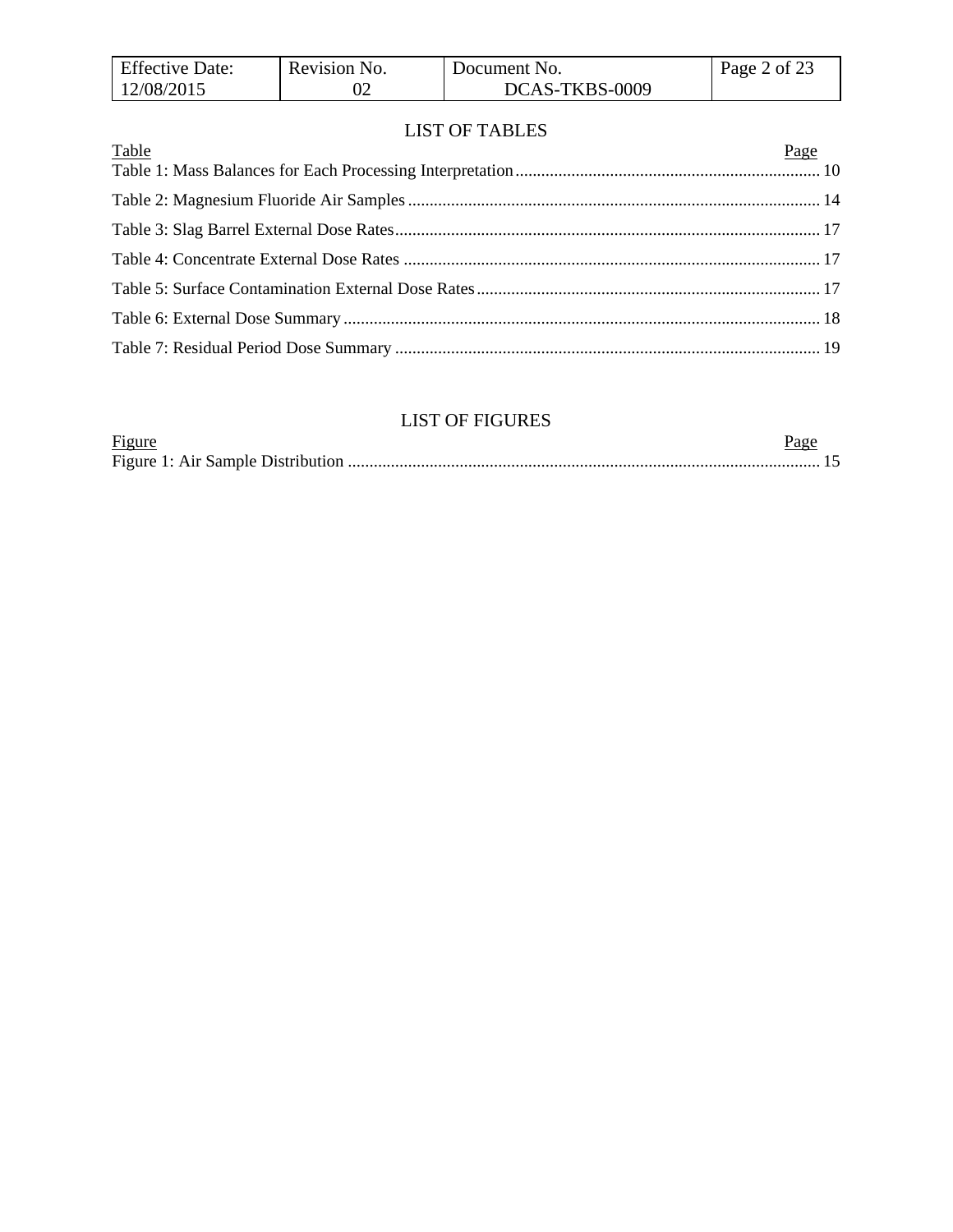## LIST OF TABLES

| Table | Page |
|---|---|
| Table 1: Mass Balances for Each Processing Interpretation | 10 |
| Table 2: Magnesium Fluoride Air Samples | 14 |
| Table 3: Slag Barrel External Dose Rates | 17 |
| Table 4: Concentrate External Dose Rates | 17 |
| Table 5: Surface Contamination External Dose Rates | 17 |
| Table 6: External Dose Summary | 18 |
| Table 7: Residual Period Dose Summary | 19 |

## LIST OF FIGURES

| Figure | Page |
|---|---|
| Figure 1: Air Sample Distribution | 15 |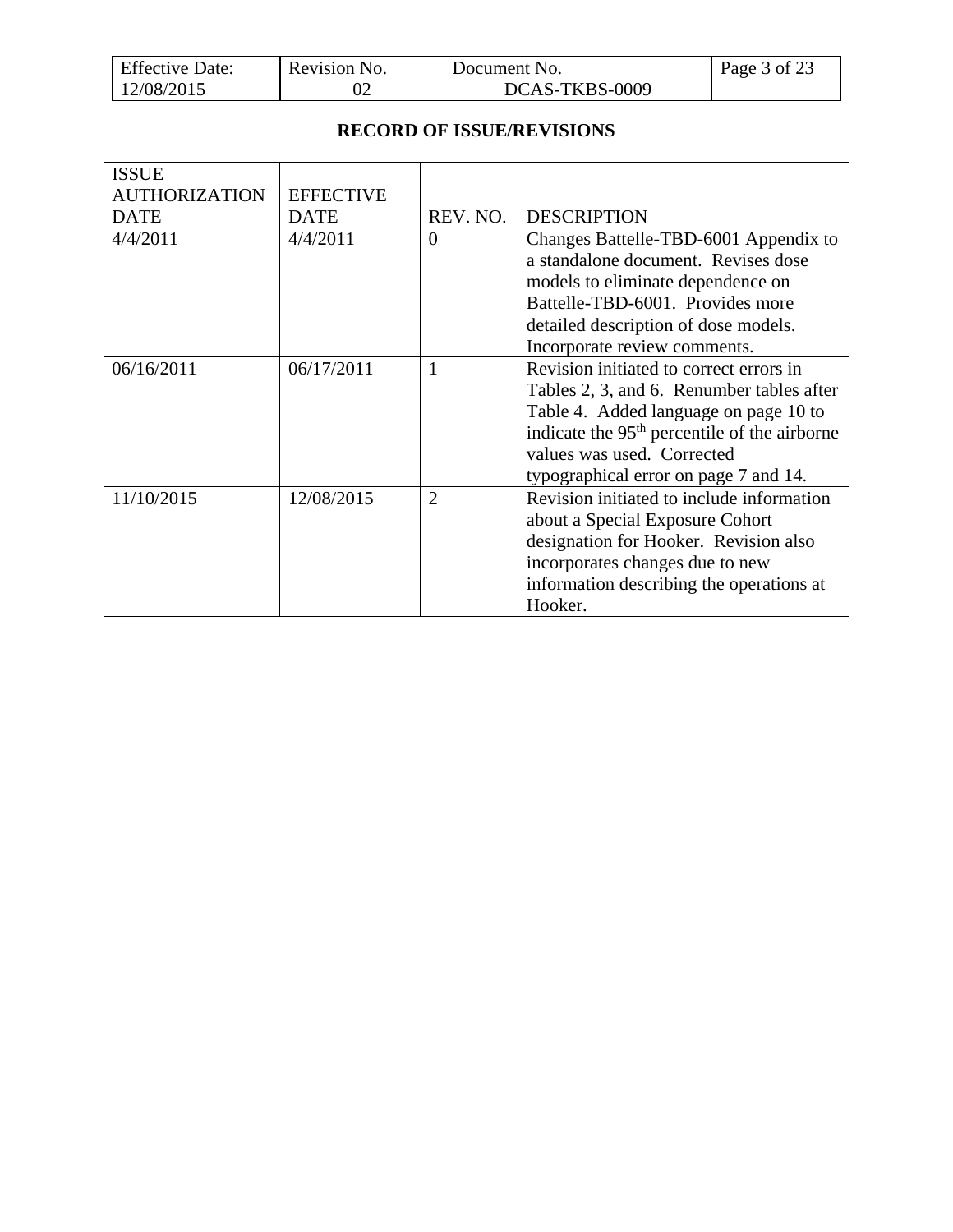## RECORD OF ISSUE/REVISIONS

| ISSUE AUTHORIZATION DATE | EFFECTIVE DATE | REV. NO. | DESCRIPTION |
|---|---|---|---|
| 4/4/2011 | 4/4/2011 | 0 | Changes Battelle-TBD-6001 Appendix to a standalone document. Revises dose models to eliminate dependence on Battelle-TBD-6001. Provides more detailed description of dose models. Incorporate review comments. |
| 06/16/2011 | 06/17/2011 | 1 | Revision initiated to correct errors in Tables 2, 3, and 6. Renumber tables after Table 4. Added language on page 10 to indicate the 95th percentile of the airborne values was used. Corrected typographical error on page 7 and 14. |
| 11/10/2015 | 12/08/2015 | 2 | Revision initiated to include information about a Special Exposure Cohort designation for Hooker. Revision also incorporates changes due to new information describing the operations at Hooker. |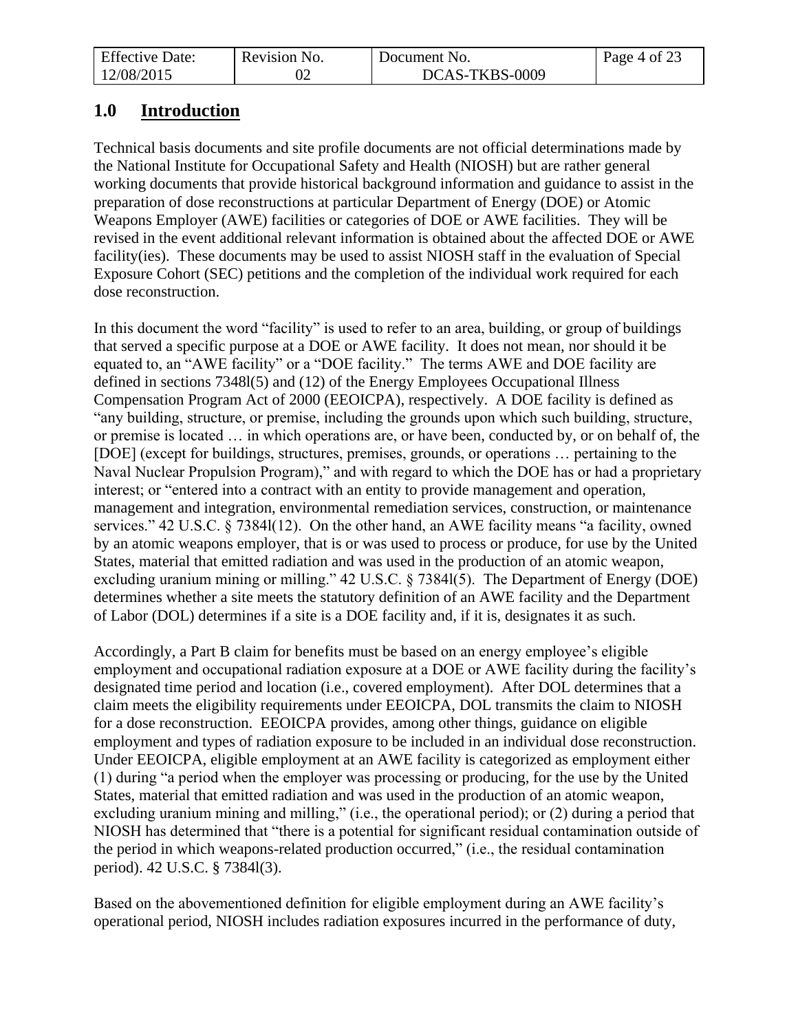## 1.0 Introduction

Technical basis documents and site profile documents are not official determinations made by the National Institute for Occupational Safety and Health (NIOSH) but are rather general working documents that provide historical background information and guidance to assist in the preparation of dose reconstructions at particular Department of Energy (DOE) or Atomic Weapons Employer (AWE) facilities or categories of DOE or AWE facilities. They will be revised in the event additional relevant information is obtained about the affected DOE or AWE facility(ies). These documents may be used to assist NIOSH staff in the evaluation of Special Exposure Cohort (SEC) petitions and the completion of the individual work required for each dose reconstruction.

In this document the word "facility" is used to refer to an area, building, or group of buildings that served a specific purpose at a DOE or AWE facility. It does not mean, nor should it be equated to, an "AWE facility" or a "DOE facility." The terms AWE and DOE facility are defined in sections 7348l(5) and (12) of the Energy Employees Occupational Illness Compensation Program Act of 2000 (EEOICPA), respectively. A DOE facility is defined as "any building, structure, or premise, including the grounds upon which such building, structure, or premise is located … in which operations are, or have been, conducted by, or on behalf of, the [DOE] (except for buildings, structures, premises, grounds, or operations … pertaining to the Naval Nuclear Propulsion Program)," and with regard to which the DOE has or had a proprietary interest; or "entered into a contract with an entity to provide management and operation, management and integration, environmental remediation services, construction, or maintenance services." 42 U.S.C. § 7384l(12). On the other hand, an AWE facility means "a facility, owned by an atomic weapons employer, that is or was used to process or produce, for use by the United States, material that emitted radiation and was used in the production of an atomic weapon, excluding uranium mining or milling." 42 U.S.C. § 7384l(5). The Department of Energy (DOE) determines whether a site meets the statutory definition of an AWE facility and the Department of Labor (DOL) determines if a site is a DOE facility and, if it is, designates it as such.

Accordingly, a Part B claim for benefits must be based on an energy employee's eligible employment and occupational radiation exposure at a DOE or AWE facility during the facility's designated time period and location (i.e., covered employment). After DOL determines that a claim meets the eligibility requirements under EEOICPA, DOL transmits the claim to NIOSH for a dose reconstruction. EEOICPA provides, among other things, guidance on eligible employment and types of radiation exposure to be included in an individual dose reconstruction. Under EEOICPA, eligible employment at an AWE facility is categorized as employment either (1) during "a period when the employer was processing or producing, for the use by the United States, material that emitted radiation and was used in the production of an atomic weapon, excluding uranium mining and milling," (i.e., the operational period); or (2) during a period that NIOSH has determined that "there is a potential for significant residual contamination outside of the period in which weapons-related production occurred," (i.e., the residual contamination period). 42 U.S.C. § 7384l(3).

Based on the abovementioned definition for eligible employment during an AWE facility's operational period, NIOSH includes radiation exposures incurred in the performance of duty,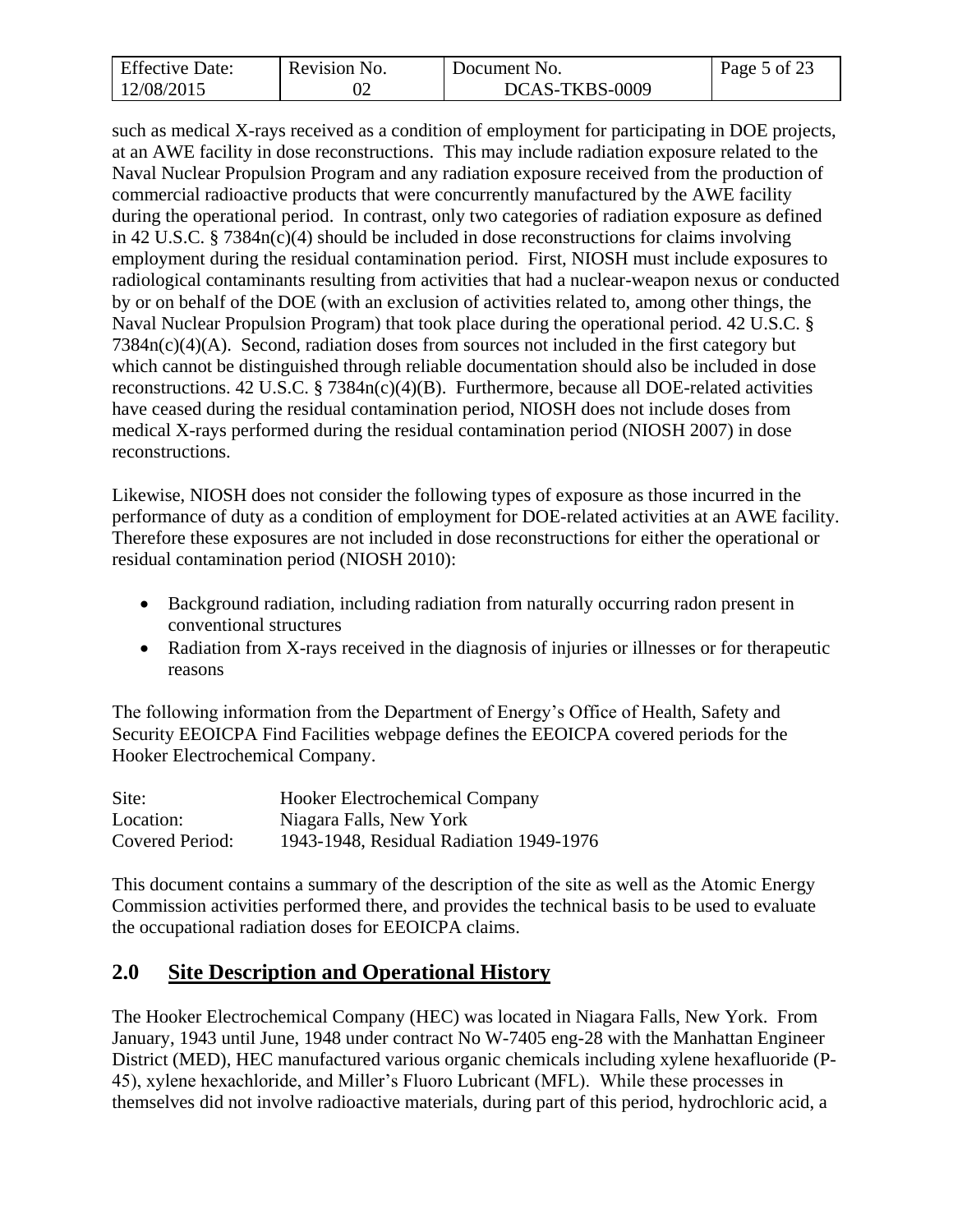such as medical X-rays received as a condition of employment for participating in DOE projects, at an AWE facility in dose reconstructions. This may include radiation exposure related to the Naval Nuclear Propulsion Program and any radiation exposure received from the production of commercial radioactive products that were concurrently manufactured by the AWE facility during the operational period. In contrast, only two categories of radiation exposure as defined in 42 U.S.C. § 7384n(c)(4) should be included in dose reconstructions for claims involving employment during the residual contamination period. First, NIOSH must include exposures to radiological contaminants resulting from activities that had a nuclear-weapon nexus or conducted by or on behalf of the DOE (with an exclusion of activities related to, among other things, the Naval Nuclear Propulsion Program) that took place during the operational period. 42 U.S.C. § 7384n(c)(4)(A). Second, radiation doses from sources not included in the first category but which cannot be distinguished through reliable documentation should also be included in dose reconstructions. 42 U.S.C. § 7384n(c)(4)(B). Furthermore, because all DOE-related activities have ceased during the residual contamination period, NIOSH does not include doses from medical X-rays performed during the residual contamination period (NIOSH 2007) in dose reconstructions.

Likewise, NIOSH does not consider the following types of exposure as those incurred in the performance of duty as a condition of employment for DOE-related activities at an AWE facility. Therefore these exposures are not included in dose reconstructions for either the operational or residual contamination period (NIOSH 2010):

- Background radiation, including radiation from naturally occurring radon present in conventional structures
- Radiation from X-rays received in the diagnosis of injuries or illnesses or for therapeutic reasons

The following information from the Department of Energy's Office of Health, Safety and Security EEOICPA Find Facilities webpage defines the EEOICPA covered periods for the Hooker Electrochemical Company.

| | |
|---|---|
| Site: | Hooker Electrochemical Company |
| Location: | Niagara Falls, New York |
| Covered Period: | 1943-1948, Residual Radiation 1949-1976 |

This document contains a summary of the description of the site as well as the Atomic Energy Commission activities performed there, and provides the technical basis to be used to evaluate the occupational radiation doses for EEOICPA claims.

## 2.0 Site Description and Operational History

The Hooker Electrochemical Company (HEC) was located in Niagara Falls, New York. From January, 1943 until June, 1948 under contract No W-7405 eng-28 with the Manhattan Engineer District (MED), HEC manufactured various organic chemicals including xylene hexafluoride (P-45), xylene hexachloride, and Miller's Fluoro Lubricant (MFL). While these processes in themselves did not involve radioactive materials, during part of this period, hydrochloric acid, a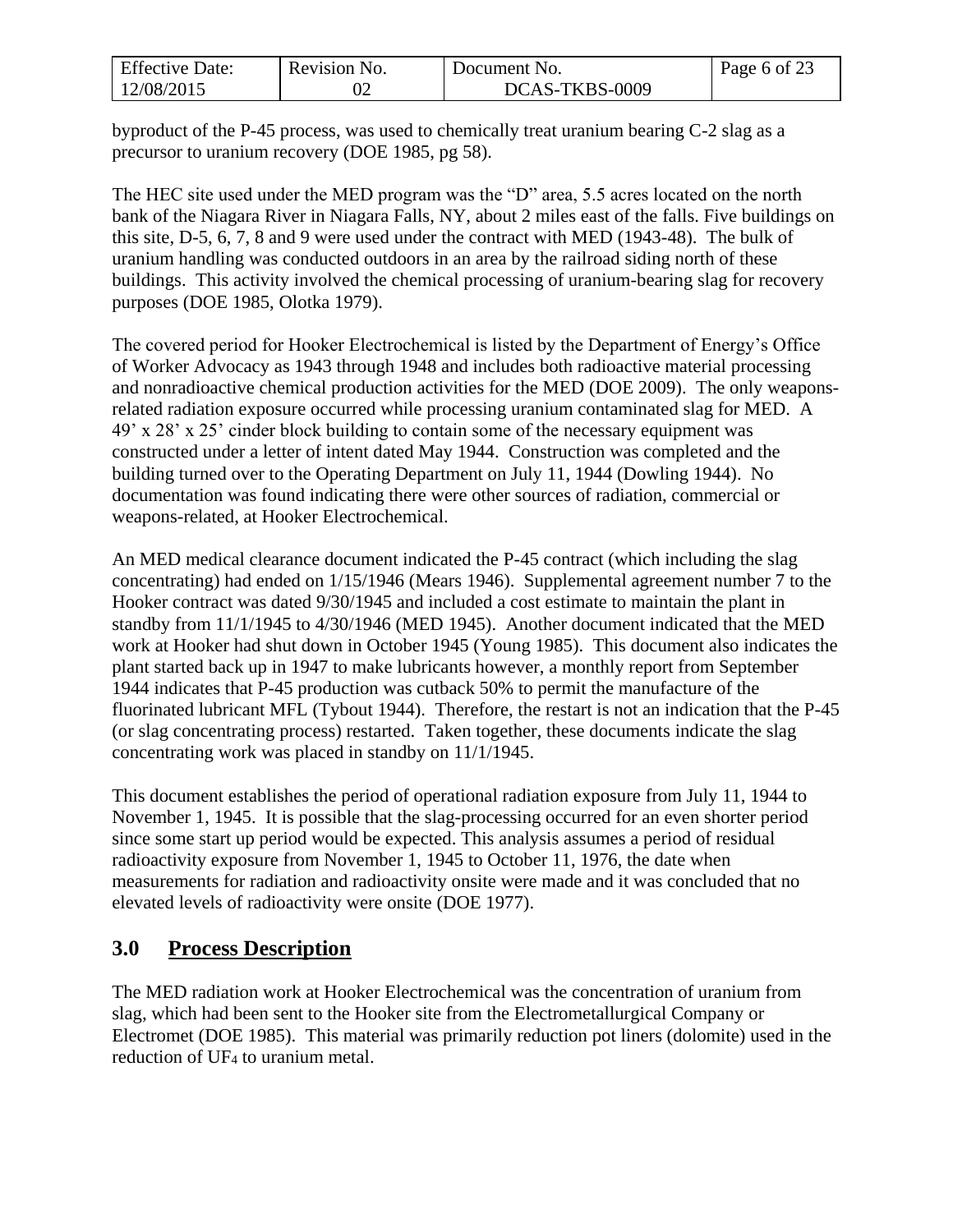byproduct of the P-45 process, was used to chemically treat uranium bearing C-2 slag as a precursor to uranium recovery (DOE 1985, pg 58).

The HEC site used under the MED program was the "D" area, 5.5 acres located on the north bank of the Niagara River in Niagara Falls, NY, about 2 miles east of the falls. Five buildings on this site, D-5, 6, 7, 8 and 9 were used under the contract with MED (1943-48). The bulk of uranium handling was conducted outdoors in an area by the railroad siding north of these buildings. This activity involved the chemical processing of uranium-bearing slag for recovery purposes (DOE 1985, Olotka 1979).

The covered period for Hooker Electrochemical is listed by the Department of Energy's Office of Worker Advocacy as 1943 through 1948 and includes both radioactive material processing and nonradioactive chemical production activities for the MED (DOE 2009). The only weapons-related radiation exposure occurred while processing uranium contaminated slag for MED. A 49' x 28' x 25' cinder block building to contain some of the necessary equipment was constructed under a letter of intent dated May 1944. Construction was completed and the building turned over to the Operating Department on July 11, 1944 (Dowling 1944). No documentation was found indicating there were other sources of radiation, commercial or weapons-related, at Hooker Electrochemical.

An MED medical clearance document indicated the P-45 contract (which including the slag concentrating) had ended on 1/15/1946 (Mears 1946). Supplemental agreement number 7 to the Hooker contract was dated 9/30/1945 and included a cost estimate to maintain the plant in standby from 11/1/1945 to 4/30/1946 (MED 1945). Another document indicated that the MED work at Hooker had shut down in October 1945 (Young 1985). This document also indicates the plant started back up in 1947 to make lubricants however, a monthly report from September 1944 indicates that P-45 production was cutback 50% to permit the manufacture of the fluorinated lubricant MFL (Tybout 1944). Therefore, the restart is not an indication that the P-45 (or slag concentrating process) restarted. Taken together, these documents indicate the slag concentrating work was placed in standby on 11/1/1945.

This document establishes the period of operational radiation exposure from July 11, 1944 to November 1, 1945. It is possible that the slag-processing occurred for an even shorter period since some start up period would be expected. This analysis assumes a period of residual radioactivity exposure from November 1, 1945 to October 11, 1976, the date when measurements for radiation and radioactivity onsite were made and it was concluded that no elevated levels of radioactivity were onsite (DOE 1977).

## 3.0 Process Description

The MED radiation work at Hooker Electrochemical was the concentration of uranium from slag, which had been sent to the Hooker site from the Electrometallurgical Company or Electromet (DOE 1985). This material was primarily reduction pot liners (dolomite) used in the reduction of $UF_4$ to uranium metal.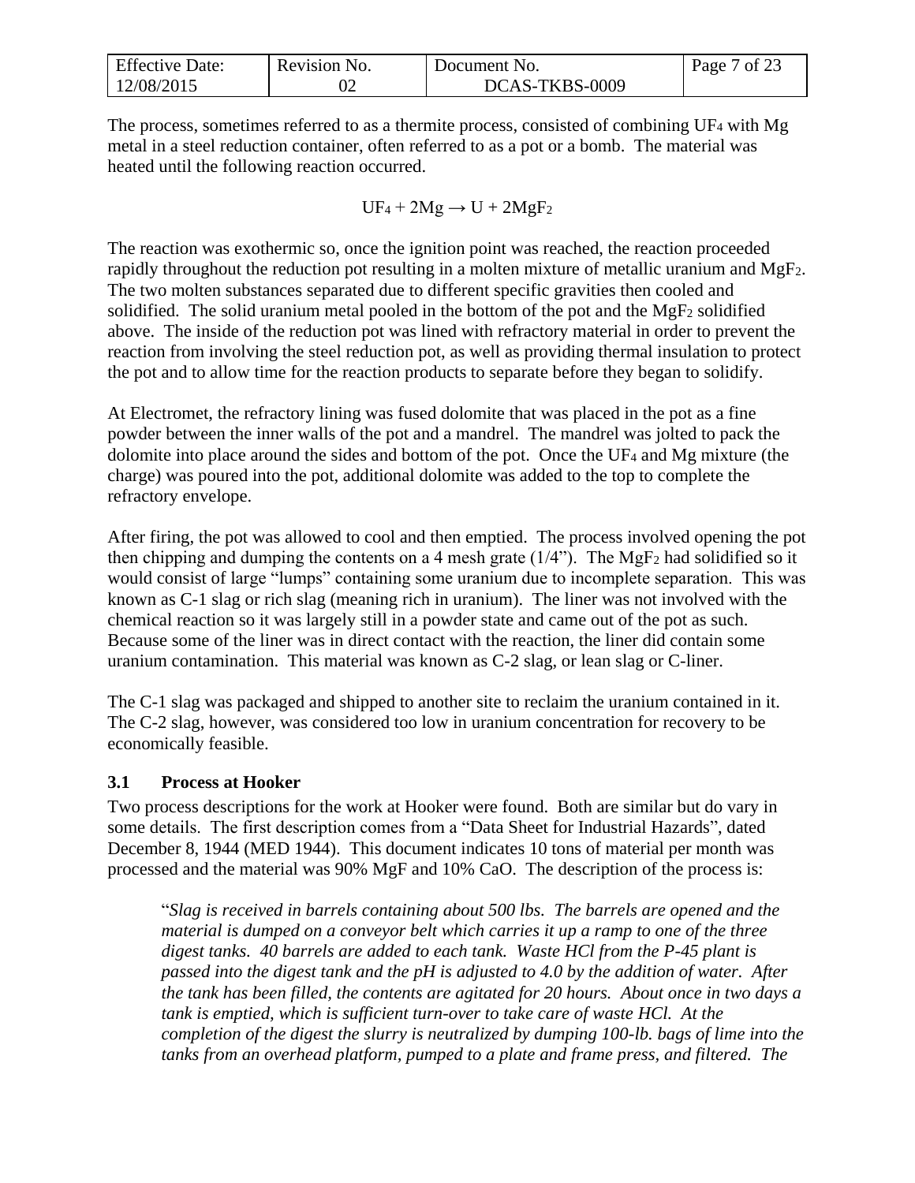The process, sometimes referred to as a thermite process, consisted of combining $UF_4$ with Mg metal in a steel reduction container, often referred to as a pot or a bomb. The material was heated until the following reaction occurred.

$$UF_4 + 2Mg \rightarrow U + 2MgF_2$$

The reaction was exothermic so, once the ignition point was reached, the reaction proceeded rapidly throughout the reduction pot resulting in a molten mixture of metallic uranium and $MgF_2$. The two molten substances separated due to different specific gravities then cooled and solidified. The solid uranium metal pooled in the bottom of the pot and the $MgF_2$ solidified above. The inside of the reduction pot was lined with refractory material in order to prevent the reaction from involving the steel reduction pot, as well as providing thermal insulation to protect the pot and to allow time for the reaction products to separate before they began to solidify.

At Electromet, the refractory lining was fused dolomite that was placed in the pot as a fine powder between the inner walls of the pot and a mandrel. The mandrel was jolted to pack the dolomite into place around the sides and bottom of the pot. Once the $UF_4$ and Mg mixture (the charge) was poured into the pot, additional dolomite was added to the top to complete the refractory envelope.

After firing, the pot was allowed to cool and then emptied. The process involved opening the pot then chipping and dumping the contents on a 4 mesh grate (1/4"). The $MgF_2$ had solidified so it would consist of large "lumps" containing some uranium due to incomplete separation. This was known as C-1 slag or rich slag (meaning rich in uranium). The liner was not involved with the chemical reaction so it was largely still in a powder state and came out of the pot as such. Because some of the liner was in direct contact with the reaction, the liner did contain some uranium contamination. This material was known as C-2 slag, or lean slag or C-liner.

The C-1 slag was packaged and shipped to another site to reclaim the uranium contained in it. The C-2 slag, however, was considered too low in uranium concentration for recovery to be economically feasible.

### 3.1 Process at Hooker

Two process descriptions for the work at Hooker were found. Both are similar but do vary in some details. The first description comes from a "Data Sheet for Industrial Hazards", dated December 8, 1944 (MED 1944). This document indicates 10 tons of material per month was processed and the material was 90% MgF and 10% CaO. The description of the process is:

> "*Slag is received in barrels containing about 500 lbs. The barrels are opened and the material is dumped on a conveyor belt which carries it up a ramp to one of the three digest tanks. 40 barrels are added to each tank. Waste HCl from the P-45 plant is passed into the digest tank and the pH is adjusted to 4.0 by the addition of water. After the tank has been filled, the contents are agitated for 20 hours. About once in two days a tank is emptied, which is sufficient turn-over to take care of waste HCl. At the completion of the digest the slurry is neutralized by dumping 100-lb. bags of lime into the tanks from an overhead platform, pumped to a plate and frame press, and filtered. The*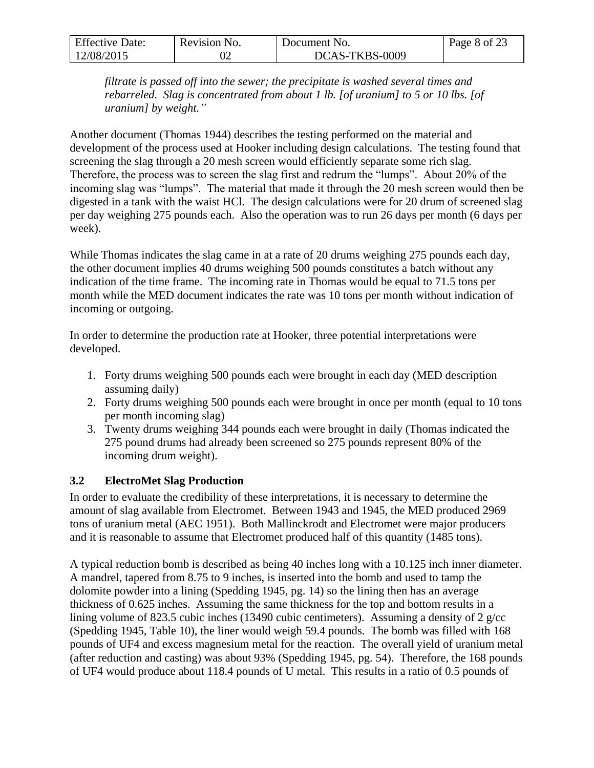*filtrate is passed off into the sewer; the precipitate is washed several times and rebarreled. Slag is concentrated from about 1 lb. [of uranium] to 5 or 10 lbs. [of uranium] by weight."*

Another document (Thomas 1944) describes the testing performed on the material and development of the process used at Hooker including design calculations. The testing found that screening the slag through a 20 mesh screen would efficiently separate some rich slag. Therefore, the process was to screen the slag first and redrum the "lumps". About 20% of the incoming slag was "lumps". The material that made it through the 20 mesh screen would then be digested in a tank with the waist HCl. The design calculations were for 20 drum of screened slag per day weighing 275 pounds each. Also the operation was to run 26 days per month (6 days per week).

While Thomas indicates the slag came in at a rate of 20 drums weighing 275 pounds each day, the other document implies 40 drums weighing 500 pounds constitutes a batch without any indication of the time frame. The incoming rate in Thomas would be equal to 71.5 tons per month while the MED document indicates the rate was 10 tons per month without indication of incoming or outgoing.

In order to determine the production rate at Hooker, three potential interpretations were developed.

1. Forty drums weighing 500 pounds each were brought in each day (MED description assuming daily)
2. Forty drums weighing 500 pounds each were brought in once per month (equal to 10 tons per month incoming slag)
3. Twenty drums weighing 344 pounds each were brought in daily (Thomas indicated the 275 pound drums had already been screened so 275 pounds represent 80% of the incoming drum weight).

### 3.2 ElectroMet Slag Production

In order to evaluate the credibility of these interpretations, it is necessary to determine the amount of slag available from Electromet. Between 1943 and 1945, the MED produced 2969 tons of uranium metal (AEC 1951). Both Mallinckrodt and Electromet were major producers and it is reasonable to assume that Electromet produced half of this quantity (1485 tons).

A typical reduction bomb is described as being 40 inches long with a 10.125 inch inner diameter. A mandrel, tapered from 8.75 to 9 inches, is inserted into the bomb and used to tamp the dolomite powder into a lining (Spedding 1945, pg. 14) so the lining then has an average thickness of 0.625 inches. Assuming the same thickness for the top and bottom results in a lining volume of 823.5 cubic inches (13490 cubic centimeters). Assuming a density of 2 g/cc (Spedding 1945, Table 10), the liner would weigh 59.4 pounds. The bomb was filled with 168 pounds of $UF_4$ and excess magnesium metal for the reaction. The overall yield of uranium metal (after reduction and casting) was about 93% (Spedding 1945, pg. 54). Therefore, the 168 pounds of $UF_4$ would produce about 118.4 pounds of U metal. This results in a ratio of 0.5 pounds of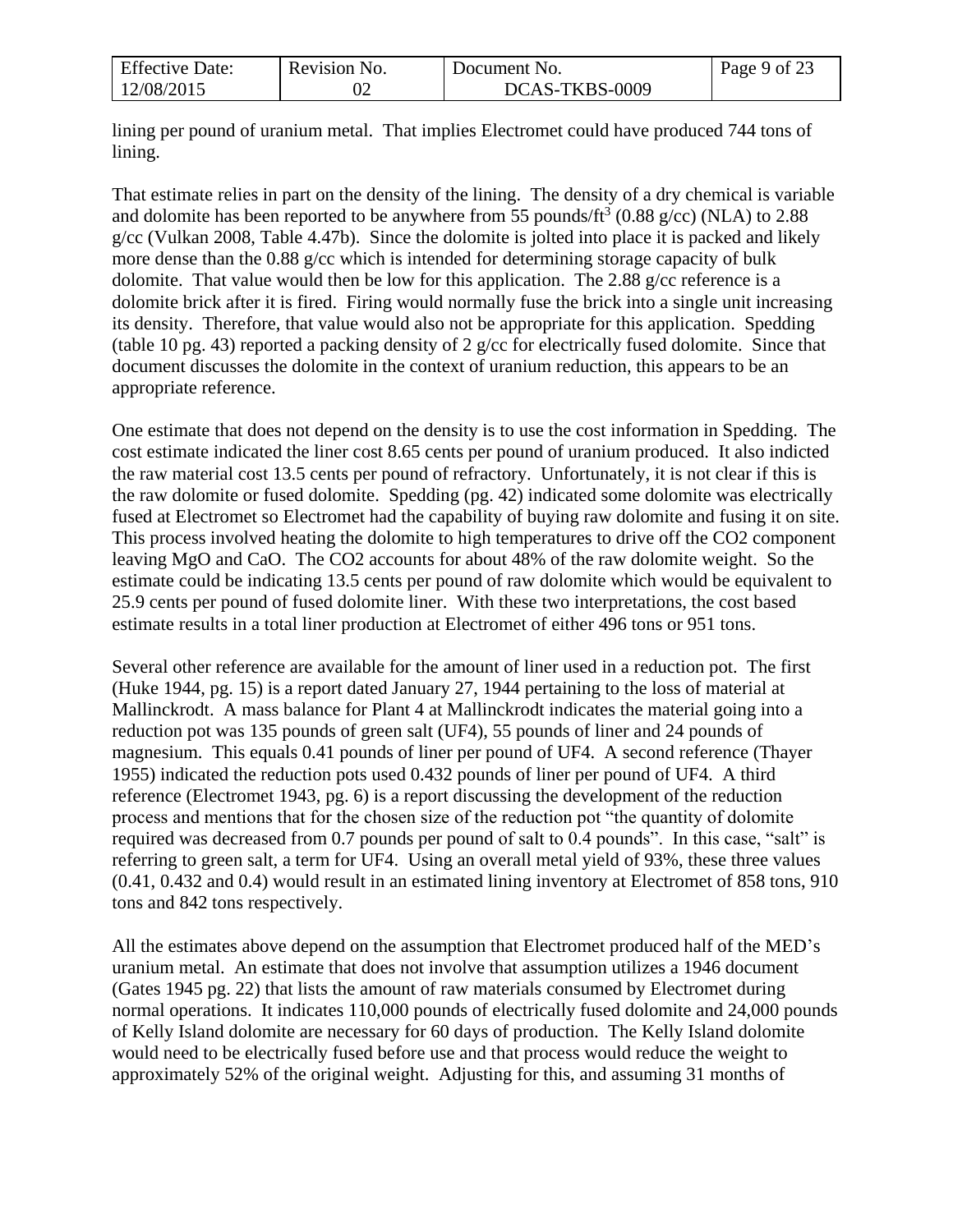lining per pound of uranium metal. That implies Electromet could have produced 744 tons of lining.

That estimate relies in part on the density of the lining. The density of a dry chemical is variable and dolomite has been reported to be anywhere from 55 pounds/ft$^3$ (0.88 g/cc) (NLA) to 2.88 g/cc (Vulkan 2008, Table 4.47b). Since the dolomite is jolted into place it is packed and likely more dense than the 0.88 g/cc which is intended for determining storage capacity of bulk dolomite. That value would then be low for this application. The 2.88 g/cc reference is a dolomite brick after it is fired. Firing would normally fuse the brick into a single unit increasing its density. Therefore, that value would also not be appropriate for this application. Spedding (table 10 pg. 43) reported a packing density of 2 g/cc for electrically fused dolomite. Since that document discusses the dolomite in the context of uranium reduction, this appears to be an appropriate reference.

One estimate that does not depend on the density is to use the cost information in Spedding. The cost estimate indicated the liner cost 8.65 cents per pound of uranium produced. It also indicted the raw material cost 13.5 cents per pound of refractory. Unfortunately, it is not clear if this is the raw dolomite or fused dolomite. Spedding (pg. 42) indicated some dolomite was electrically fused at Electromet so Electromet had the capability of buying raw dolomite and fusing it on site. This process involved heating the dolomite to high temperatures to drive off the $CO_2$ component leaving MgO and CaO. The $CO_2$ accounts for about 48% of the raw dolomite weight. So the estimate could be indicating 13.5 cents per pound of raw dolomite which would be equivalent to 25.9 cents per pound of fused dolomite liner. With these two interpretations, the cost based estimate results in a total liner production at Electromet of either 496 tons or 951 tons.

Several other reference are available for the amount of liner used in a reduction pot. The first (Huke 1944, pg. 15) is a report dated January 27, 1944 pertaining to the loss of material at Mallinckrodt. A mass balance for Plant 4 at Mallinckrodt indicates the material going into a reduction pot was 135 pounds of green salt ($UF_4$), 55 pounds of liner and 24 pounds of magnesium. This equals 0.41 pounds of liner per pound of $UF_4$. A second reference (Thayer 1955) indicated the reduction pots used 0.432 pounds of liner per pound of $UF_4$. A third reference (Electromet 1943, pg. 6) is a report discussing the development of the reduction process and mentions that for the chosen size of the reduction pot "the quantity of dolomite required was decreased from 0.7 pounds per pound of salt to 0.4 pounds". In this case, "salt" is referring to green salt, a term for $UF_4$. Using an overall metal yield of 93%, these three values (0.41, 0.432 and 0.4) would result in an estimated lining inventory at Electromet of 858 tons, 910 tons and 842 tons respectively.

All the estimates above depend on the assumption that Electromet produced half of the MED's uranium metal. An estimate that does not involve that assumption utilizes a 1946 document (Gates 1945 pg. 22) that lists the amount of raw materials consumed by Electromet during normal operations. It indicates 110,000 pounds of electrically fused dolomite and 24,000 pounds of Kelly Island dolomite are necessary for 60 days of production. The Kelly Island dolomite would need to be electrically fused before use and that process would reduce the weight to approximately 52% of the original weight. Adjusting for this, and assuming 31 months of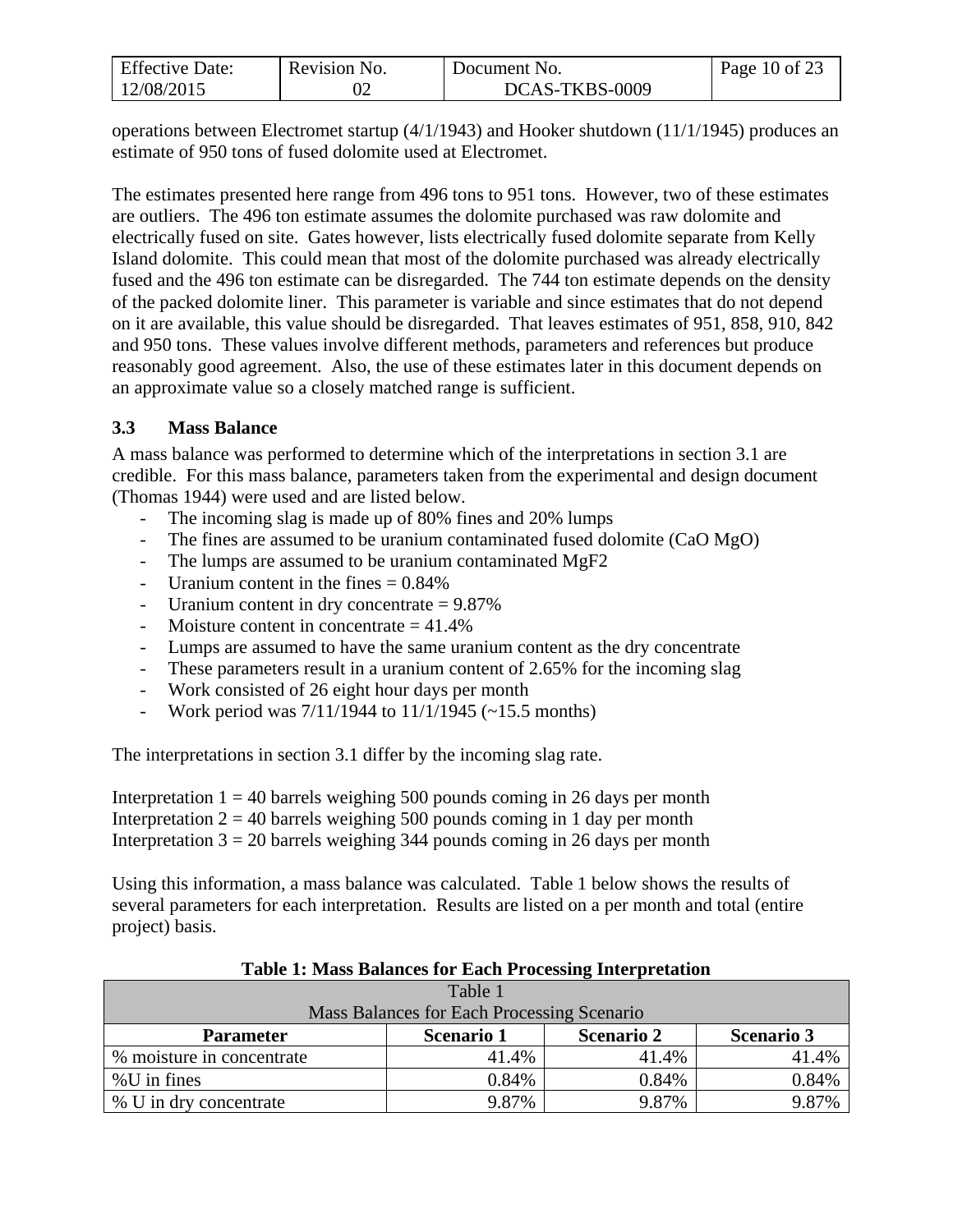operations between Electromet startup (4/1/1943) and Hooker shutdown (11/1/1945) produces an estimate of 950 tons of fused dolomite used at Electromet.

The estimates presented here range from 496 tons to 951 tons. However, two of these estimates are outliers. The 496 ton estimate assumes the dolomite purchased was raw dolomite and electrically fused on site. Gates however, lists electrically fused dolomite separate from Kelly Island dolomite. This could mean that most of the dolomite purchased was already electrically fused and the 496 ton estimate can be disregarded. The 744 ton estimate depends on the density of the packed dolomite liner. This parameter is variable and since estimates that do not depend on it are available, this value should be disregarded. That leaves estimates of 951, 858, 910, 842 and 950 tons. These values involve different methods, parameters and references but produce reasonably good agreement. Also, the use of these estimates later in this document depends on an approximate value so a closely matched range is sufficient.

### 3.3 Mass Balance

A mass balance was performed to determine which of the interpretations in section 3.1 are credible. For this mass balance, parameters taken from the experimental and design document (Thomas 1944) were used and are listed below.

- The incoming slag is made up of 80% fines and 20% lumps
- The fines are assumed to be uranium contaminated fused dolomite (CaO MgO)
- The lumps are assumed to be uranium contaminated $MgF_2$
- Uranium content in the fines = 0.84%
- Uranium content in dry concentrate = 9.87%
- Moisture content in concentrate = 41.4%
- Lumps are assumed to have the same uranium content as the dry concentrate
- These parameters result in a uranium content of 2.65% for the incoming slag
- Work consisted of 26 eight hour days per month
- Work period was 7/11/1944 to 11/1/1945 (~15.5 months)

The interpretations in section 3.1 differ by the incoming slag rate.

Interpretation 1 = 40 barrels weighing 500 pounds coming in 26 days per month
Interpretation 2 = 40 barrels weighing 500 pounds coming in 1 day per month
Interpretation 3 = 20 barrels weighing 344 pounds coming in 26 days per month

Using this information, a mass balance was calculated. Table 1 below shows the results of several parameters for each interpretation. Results are listed on a per month and total (entire project) basis.

**Table 1: Mass Balances for Each Processing Interpretation**

| Table 1<br>Mass Balances for Each Processing Scenario | | | |
|---|---|---|---|
| **Parameter** | **Scenario 1** | **Scenario 2** | **Scenario 3** |
| % moisture in concentrate | 41.4% | 41.4% | 41.4% |
| %U in fines | 0.84% | 0.84% | 0.84% |
| % U in dry concentrate | 9.87% | 9.87% | 9.87% |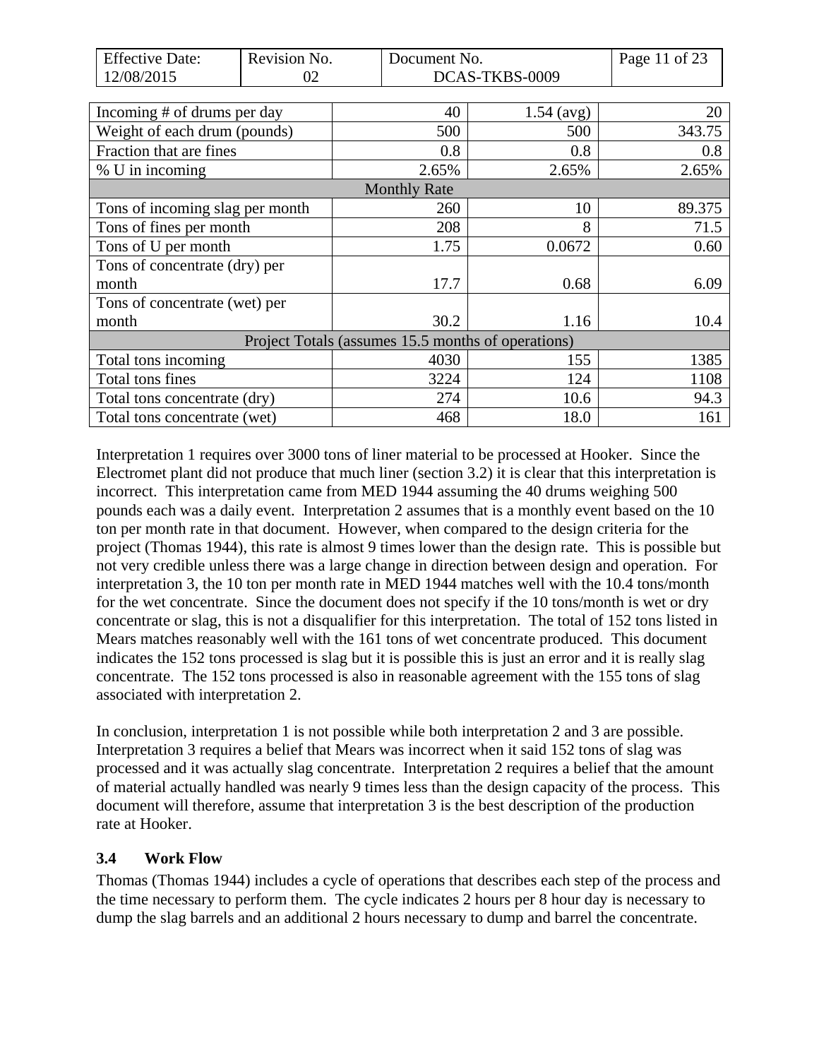| Incoming # of drums per day | 40 | 1.54 (avg) | 20 |
|---|---|---|---|
| Weight of each drum (pounds) | 500 | 500 | 343.75 |
| Fraction that are fines | 0.8 | 0.8 | 0.8 |
| % U in incoming | 2.65% | 2.65% | 2.65% |
| Monthly Rate | | | |
| Tons of incoming slag per month | 260 | 10 | 89.375 |
| Tons of fines per month | 208 | 8 | 71.5 |
| Tons of U per month | 1.75 | 0.0672 | 0.60 |
| Tons of concentrate (dry) per month | 17.7 | 0.68 | 6.09 |
| Tons of concentrate (wet) per month | 30.2 | 1.16 | 10.4 |
| Project Totals (assumes 15.5 months of operations) | | | |
| Total tons incoming | 4030 | 155 | 1385 |
| Total tons fines | 3224 | 124 | 1108 |
| Total tons concentrate (dry) | 274 | 10.6 | 94.3 |
| Total tons concentrate (wet) | 468 | 18.0 | 161 |

Interpretation 1 requires over 3000 tons of liner material to be processed at Hooker. Since the Electromet plant did not produce that much liner (section 3.2) it is clear that this interpretation is incorrect. This interpretation came from MED 1944 assuming the 40 drums weighing 500 pounds each was a daily event. Interpretation 2 assumes that is a monthly event based on the 10 ton per month rate in that document. However, when compared to the design criteria for the project (Thomas 1944), this rate is almost 9 times lower than the design rate. This is possible but not very credible unless there was a large change in direction between design and operation. For interpretation 3, the 10 ton per month rate in MED 1944 matches well with the 10.4 tons/month for the wet concentrate. Since the document does not specify if the 10 tons/month is wet or dry concentrate or slag, this is not a disqualifier for this interpretation. The total of 152 tons listed in Mears matches reasonably well with the 161 tons of wet concentrate produced. This document indicates the 152 tons processed is slag but it is possible this is just an error and it is really slag concentrate. The 152 tons processed is also in reasonable agreement with the 155 tons of slag associated with interpretation 2.

In conclusion, interpretation 1 is not possible while both interpretation 2 and 3 are possible. Interpretation 3 requires a belief that Mears was incorrect when it said 152 tons of slag was processed and it was actually slag concentrate. Interpretation 2 requires a belief that the amount of material actually handled was nearly 9 times less than the design capacity of the process. This document will therefore, assume that interpretation 3 is the best description of the production rate at Hooker.

### 3.4 Work Flow

Thomas (Thomas 1944) includes a cycle of operations that describes each step of the process and the time necessary to perform them. The cycle indicates 2 hours per 8 hour day is necessary to dump the slag barrels and an additional 2 hours necessary to dump and barrel the concentrate.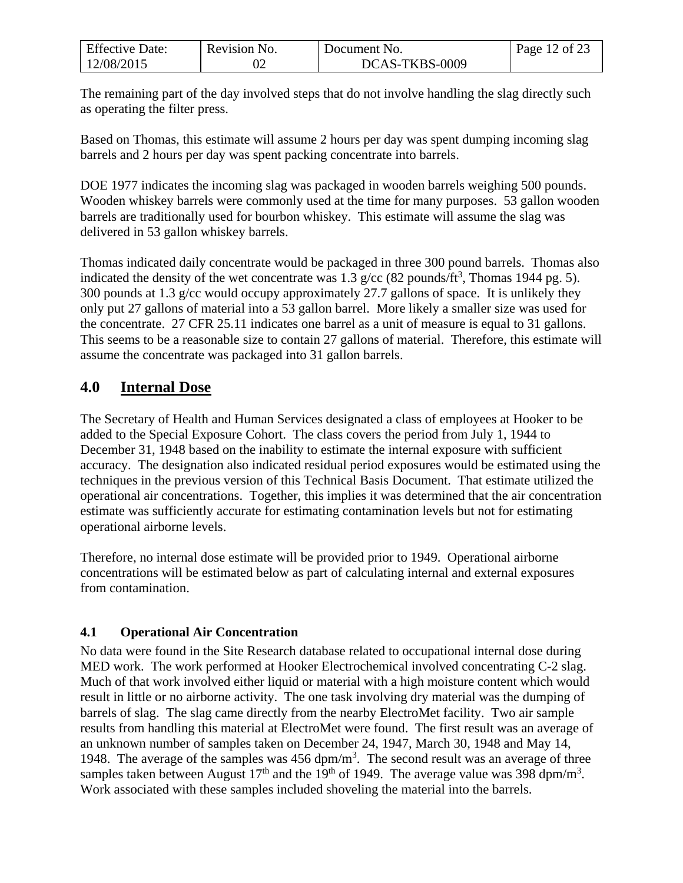The remaining part of the day involved steps that do not involve handling the slag directly such as operating the filter press.

Based on Thomas, this estimate will assume 2 hours per day was spent dumping incoming slag barrels and 2 hours per day was spent packing concentrate into barrels.

DOE 1977 indicates the incoming slag was packaged in wooden barrels weighing 500 pounds. Wooden whiskey barrels were commonly used at the time for many purposes. 53 gallon wooden barrels are traditionally used for bourbon whiskey. This estimate will assume the slag was delivered in 53 gallon whiskey barrels.

Thomas indicated daily concentrate would be packaged in three 300 pound barrels. Thomas also indicated the density of the wet concentrate was 1.3 g/cc (82 pounds/$ft^3$, Thomas 1944 pg. 5). 300 pounds at 1.3 g/cc would occupy approximately 27.7 gallons of space. It is unlikely they only put 27 gallons of material into a 53 gallon barrel. More likely a smaller size was used for the concentrate. 27 CFR 25.11 indicates one barrel as a unit of measure is equal to 31 gallons. This seems to be a reasonable size to contain 27 gallons of material. Therefore, this estimate will assume the concentrate was packaged into 31 gallon barrels.

## 4.0 Internal Dose

The Secretary of Health and Human Services designated a class of employees at Hooker to be added to the Special Exposure Cohort. The class covers the period from July 1, 1944 to December 31, 1948 based on the inability to estimate the internal exposure with sufficient accuracy. The designation also indicated residual period exposures would be estimated using the techniques in the previous version of this Technical Basis Document. That estimate utilized the operational air concentrations. Together, this implies it was determined that the air concentration estimate was sufficiently accurate for estimating contamination levels but not for estimating operational airborne levels.

Therefore, no internal dose estimate will be provided prior to 1949. Operational airborne concentrations will be estimated below as part of calculating internal and external exposures from contamination.

### 4.1 Operational Air Concentration

No data were found in the Site Research database related to occupational internal dose during MED work. The work performed at Hooker Electrochemical involved concentrating C-2 slag. Much of that work involved either liquid or material with a high moisture content which would result in little or no airborne activity. The one task involving dry material was the dumping of barrels of slag. The slag came directly from the nearby ElectroMet facility. Two air sample results from handling this material at ElectroMet were found. The first result was an average of an unknown number of samples taken on December 24, 1947, March 30, 1948 and May 14, 1948. The average of the samples was 456 dpm/$m^3$. The second result was an average of three samples taken between August 17th and the 19th of 1949. The average value was 398 dpm/$m^3$. Work associated with these samples included shoveling the material into the barrels.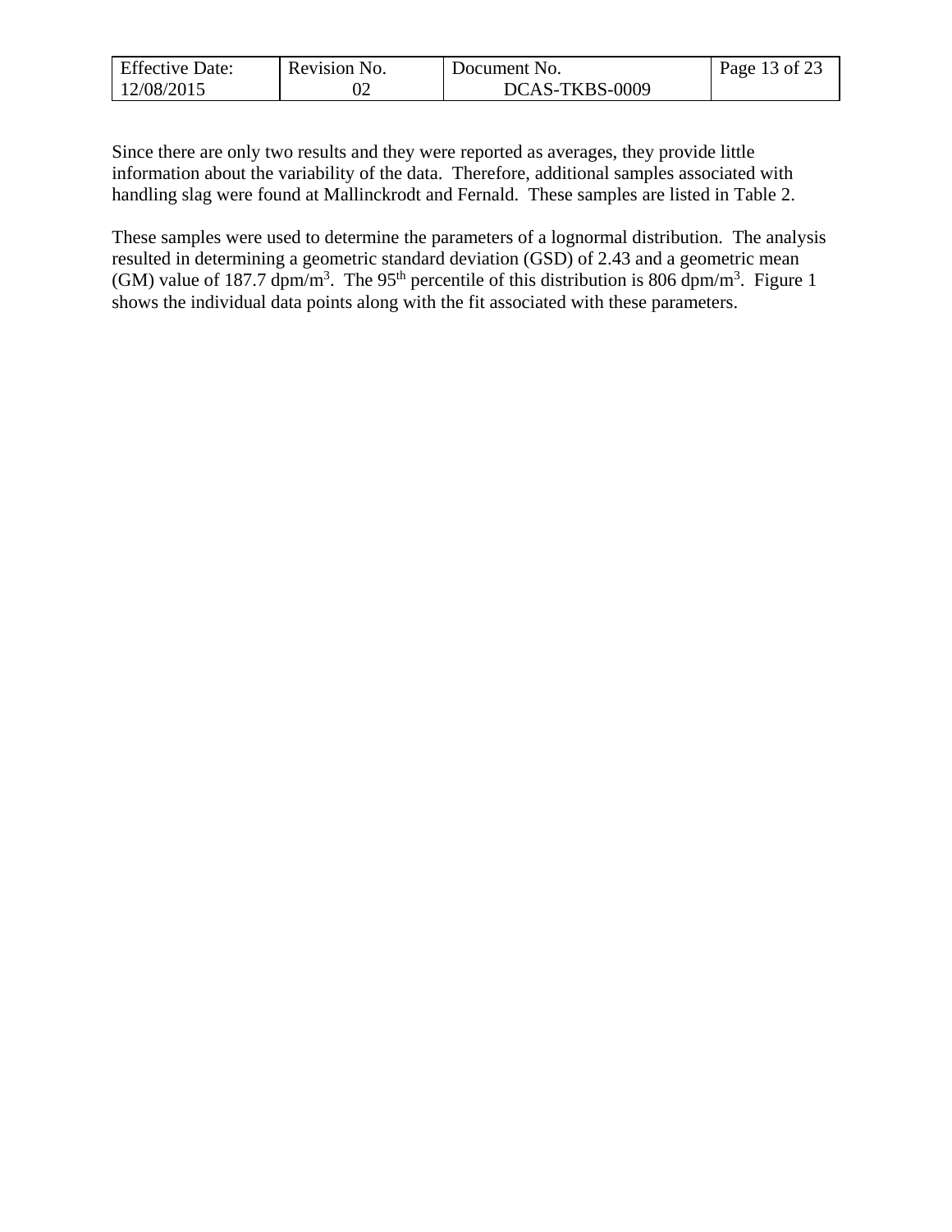Since there are only two results and they were reported as averages, they provide little information about the variability of the data. Therefore, additional samples associated with handling slag were found at Mallinckrodt and Fernald. These samples are listed in Table 2.

These samples were used to determine the parameters of a lognormal distribution. The analysis resulted in determining a geometric standard deviation (GSD) of 2.43 and a geometric mean (GM) value of 187.7 $dpm/m^3$. The $95^{th}$ percentile of this distribution is 806 $dpm/m^3$. Figure 1 shows the individual data points along with the fit associated with these parameters.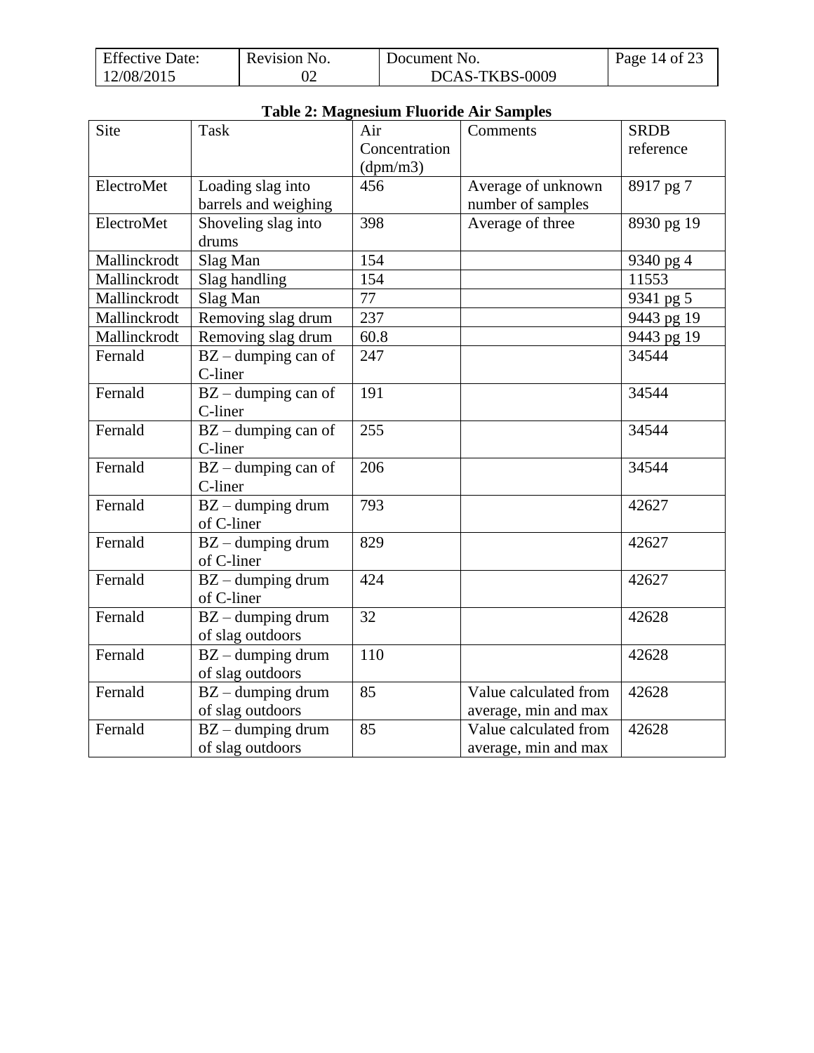**Table 2: Magnesium Fluoride Air Samples**

| Site | Task | Air Concentration (dpm/m3) | Comments | SRDB reference |
|---|---|---|---|---|
| ElectroMet | Loading slag into barrels and weighing | 456 | Average of unknown number of samples | 8917 pg 7 |
| ElectroMet | Shoveling slag into drums | 398 | Average of three | 8930 pg 19 |
| Mallinckrodt | Slag Man | 154 | | 9340 pg 4 |
| Mallinckrodt | Slag handling | 154 | | 11553 |
| Mallinckrodt | Slag Man | 77 | | 9341 pg 5 |
| Mallinckrodt | Removing slag drum | 237 | | 9443 pg 19 |
| Mallinckrodt | Removing slag drum | 60.8 | | 9443 pg 19 |
| Fernald | BZ – dumping can of C-liner | 247 | | 34544 |
| Fernald | BZ – dumping can of C-liner | 191 | | 34544 |
| Fernald | BZ – dumping can of C-liner | 255 | | 34544 |
| Fernald | BZ – dumping can of C-liner | 206 | | 34544 |
| Fernald | BZ – dumping drum of C-liner | 793 | | 42627 |
| Fernald | BZ – dumping drum of C-liner | 829 | | 42627 |
| Fernald | BZ – dumping drum of C-liner | 424 | | 42627 |
| Fernald | BZ – dumping drum of slag outdoors | 32 | | 42628 |
| Fernald | BZ – dumping drum of slag outdoors | 110 | | 42628 |
| Fernald | BZ – dumping drum of slag outdoors | 85 | Value calculated from average, min and max | 42628 |
| Fernald | BZ – dumping drum of slag outdoors | 85 | Value calculated from average, min and max | 42628 |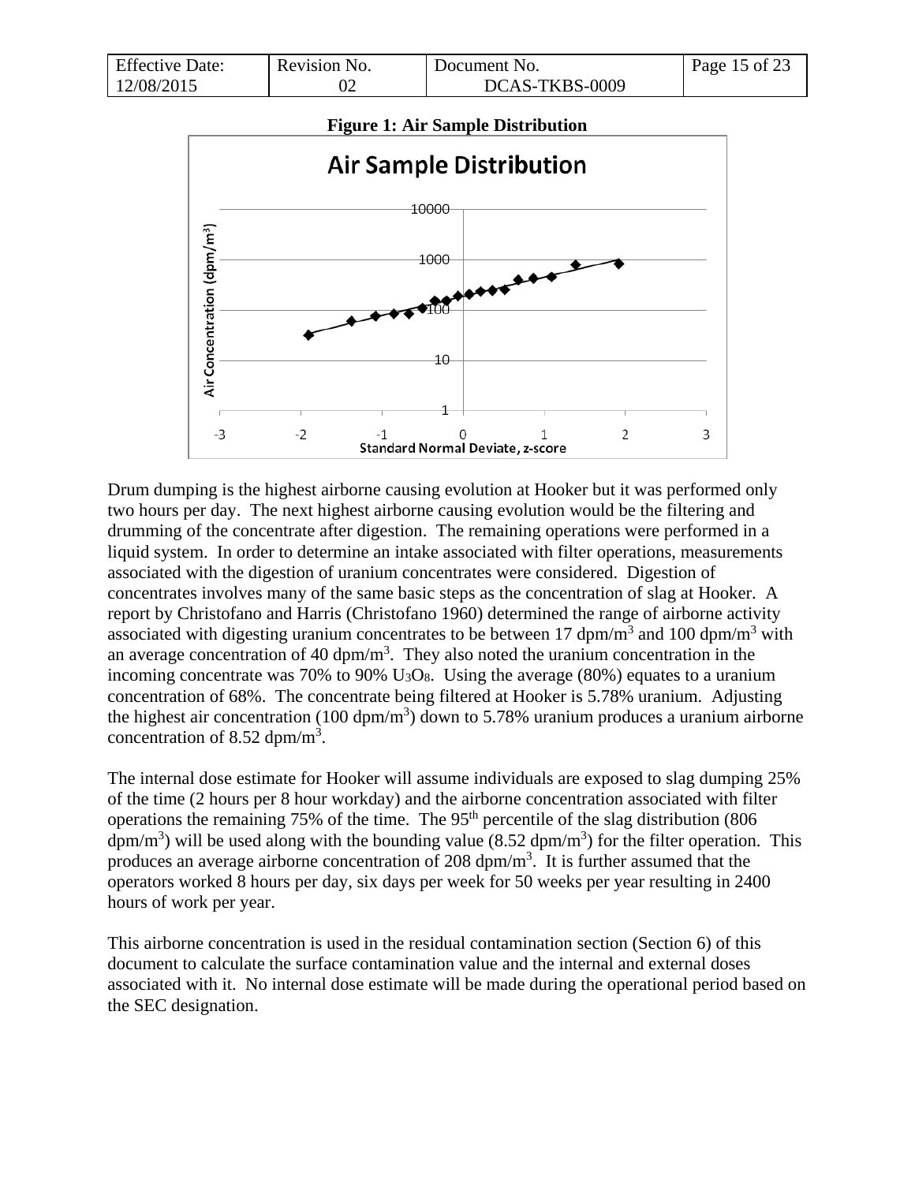**Figure 1: Air Sample Distribution**

Drum dumping is the highest airborne causing evolution at Hooker but it was performed only two hours per day. The next highest airborne causing evolution would be the filtering and drumming of the concentrate after digestion. The remaining operations were performed in a liquid system. In order to determine an intake associated with filter operations, measurements associated with the digestion of uranium concentrates were considered. Digestion of concentrates involves many of the same basic steps as the concentration of slag at Hooker. A report by Christofano and Harris (Christofano 1960) determined the range of airborne activity associated with digesting uranium concentrates to be between 17 dpm/m$^3$ and 100 dpm/m$^3$ with an average concentration of 40 dpm/m$^3$. They also noted the uranium concentration in the incoming concentrate was 70% to 90% $U_3O_8$. Using the average (80%) equates to a uranium concentration of 68%. The concentrate being filtered at Hooker is 5.78% uranium. Adjusting the highest air concentration (100 dpm/m$^3$) down to 5.78% uranium produces a uranium airborne concentration of 8.52 dpm/m$^3$.

The internal dose estimate for Hooker will assume individuals are exposed to slag dumping 25% of the time (2 hours per 8 hour workday) and the airborne concentration associated with filter operations the remaining 75% of the time. The 95$^{th}$ percentile of the slag distribution (806 dpm/m$^3$) will be used along with the bounding value (8.52 dpm/m$^3$) for the filter operation. This produces an average airborne concentration of 208 dpm/m$^3$. It is further assumed that the operators worked 8 hours per day, six days per week for 50 weeks per year resulting in 2400 hours of work per year.

This airborne concentration is used in the residual contamination section (Section 6) of this document to calculate the surface contamination value and the internal and external doses associated with it. No internal dose estimate will be made during the operational period based on the SEC designation.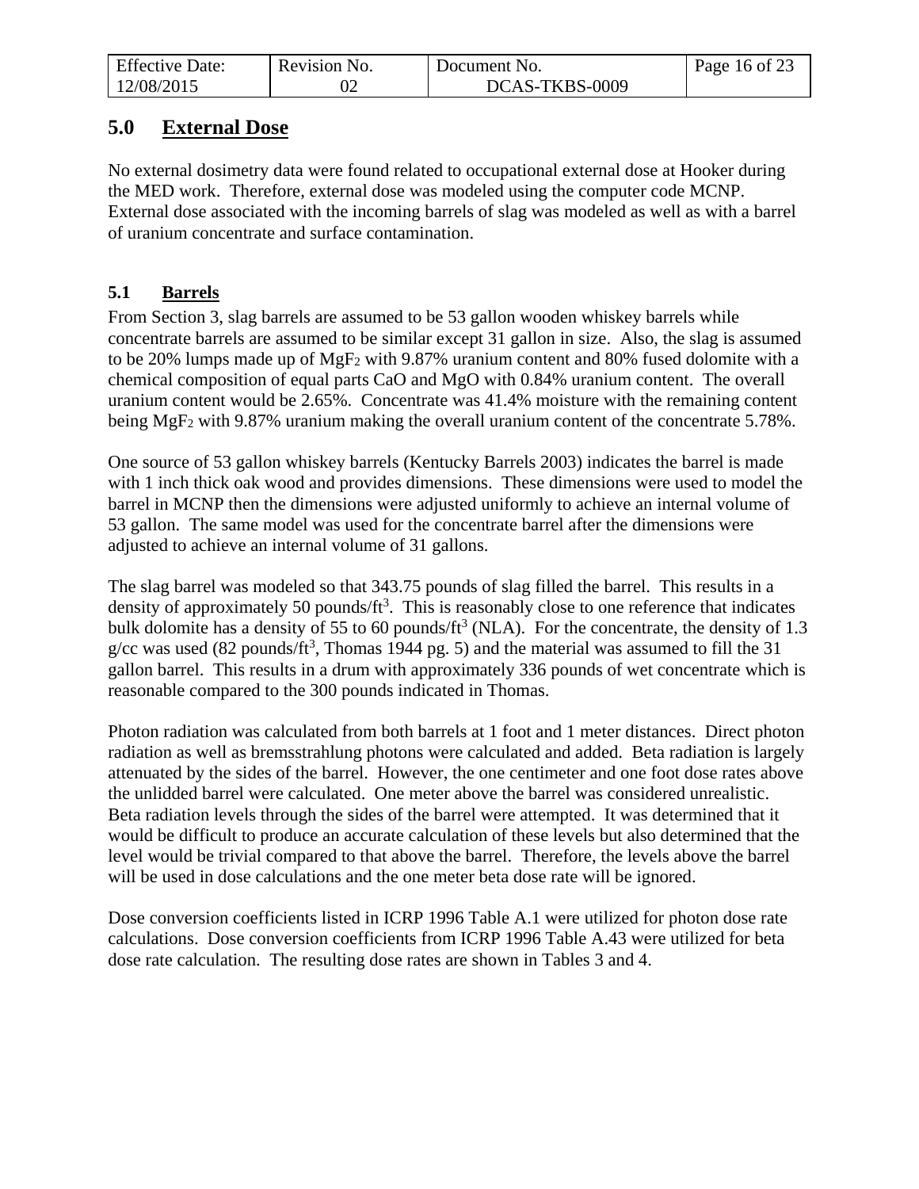## 5.0 External Dose

No external dosimetry data were found related to occupational external dose at Hooker during the MED work. Therefore, external dose was modeled using the computer code MCNP. External dose associated with the incoming barrels of slag was modeled as well as with a barrel of uranium concentrate and surface contamination.

### 5.1 Barrels

From Section 3, slag barrels are assumed to be 53 gallon wooden whiskey barrels while concentrate barrels are assumed to be similar except 31 gallon in size. Also, the slag is assumed to be 20% lumps made up of $MgF_2$ with 9.87% uranium content and 80% fused dolomite with a chemical composition of equal parts CaO and MgO with 0.84% uranium content. The overall uranium content would be 2.65%. Concentrate was 41.4% moisture with the remaining content being $MgF_2$ with 9.87% uranium making the overall uranium content of the concentrate 5.78%.

One source of 53 gallon whiskey barrels (Kentucky Barrels 2003) indicates the barrel is made with 1 inch thick oak wood and provides dimensions. These dimensions were used to model the barrel in MCNP then the dimensions were adjusted uniformly to achieve an internal volume of 53 gallon. The same model was used for the concentrate barrel after the dimensions were adjusted to achieve an internal volume of 31 gallons.

The slag barrel was modeled so that 343.75 pounds of slag filled the barrel. This results in a density of approximately 50 pounds/ft$^3$. This is reasonably close to one reference that indicates bulk dolomite has a density of 55 to 60 pounds/ft$^3$ (NLA). For the concentrate, the density of 1.3 g/cc was used (82 pounds/ft$^3$, Thomas 1944 pg. 5) and the material was assumed to fill the 31 gallon barrel. This results in a drum with approximately 336 pounds of wet concentrate which is reasonable compared to the 300 pounds indicated in Thomas.

Photon radiation was calculated from both barrels at 1 foot and 1 meter distances. Direct photon radiation as well as bremsstrahlung photons were calculated and added. Beta radiation is largely attenuated by the sides of the barrel. However, the one centimeter and one foot dose rates above the unlidded barrel were calculated. One meter above the barrel was considered unrealistic. Beta radiation levels through the sides of the barrel were attempted. It was determined that it would be difficult to produce an accurate calculation of these levels but also determined that the level would be trivial compared to that above the barrel. Therefore, the levels above the barrel will be used in dose calculations and the one meter beta dose rate will be ignored.

Dose conversion coefficients listed in ICRP 1996 Table A.1 were utilized for photon dose rate calculations. Dose conversion coefficients from ICRP 1996 Table A.43 were utilized for beta dose rate calculation. The resulting dose rates are shown in Tables 3 and 4.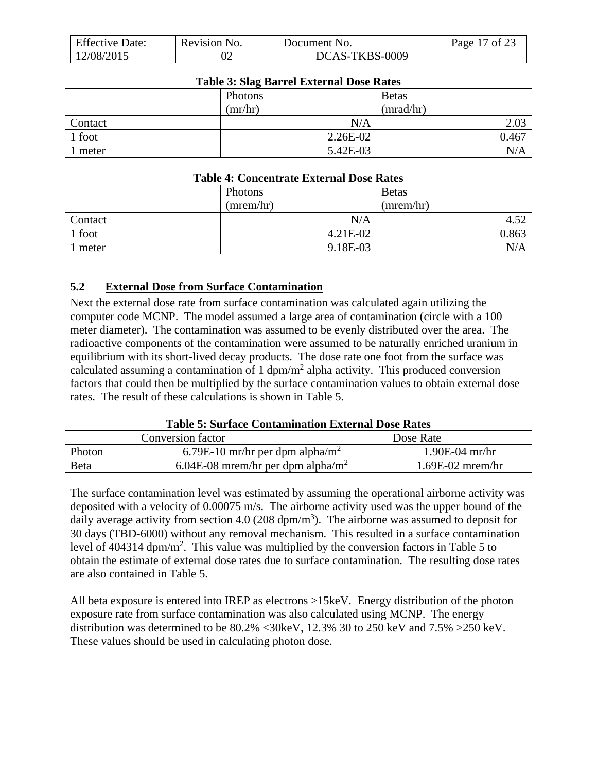**Table 3: Slag Barrel External Dose Rates**

| | Photons (mr/hr) | Betas (mrad/hr) |
|---|---|---|
| Contact | N/A | 2.03 |
| 1 foot | 2.26E-02 | 0.467 |
| 1 meter | 5.42E-03 | N/A |

**Table 4: Concentrate External Dose Rates**

| | Photons (mrem/hr) | Betas (mrem/hr) |
|---|---|---|
| Contact | N/A | 4.52 |
| 1 foot | 4.21E-02 | 0.863 |
| 1 meter | 9.18E-03 | N/A |

## 5.2 External Dose from Surface Contamination

Next the external dose rate from surface contamination was calculated again utilizing the computer code MCNP. The model assumed a large area of contamination (circle with a 100 meter diameter). The contamination was assumed to be evenly distributed over the area. The radioactive components of the contamination were assumed to be naturally enriched uranium in equilibrium with its short-lived decay products. The dose rate one foot from the surface was calculated assuming a contamination of 1 dpm/m$^2$ alpha activity. This produced conversion factors that could then be multiplied by the surface contamination values to obtain external dose rates. The result of these calculations is shown in Table 5.

**Table 5: Surface Contamination External Dose Rates**

| | Conversion factor | Dose Rate |
|---|---|---|
| Photon | 6.79E-10 mr/hr per dpm alpha/m$^2$ | 1.90E-04 mr/hr |
| Beta | 6.04E-08 mrem/hr per dpm alpha/m$^2$ | 1.69E-02 mrem/hr |

The surface contamination level was estimated by assuming the operational airborne activity was deposited with a velocity of 0.00075 m/s. The airborne activity used was the upper bound of the daily average activity from section 4.0 (208 dpm/m$^3$). The airborne was assumed to deposit for 30 days (TBD-6000) without any removal mechanism. This resulted in a surface contamination level of 404314 dpm/m$^2$. This value was multiplied by the conversion factors in Table 5 to obtain the estimate of external dose rates due to surface contamination. The resulting dose rates are also contained in Table 5.

All beta exposure is entered into IREP as electrons >15keV. Energy distribution of the photon exposure rate from surface contamination was also calculated using MCNP. The energy distribution was determined to be 80.2% <30keV, 12.3% 30 to 250 keV and 7.5% >250 keV. These values should be used in calculating photon dose.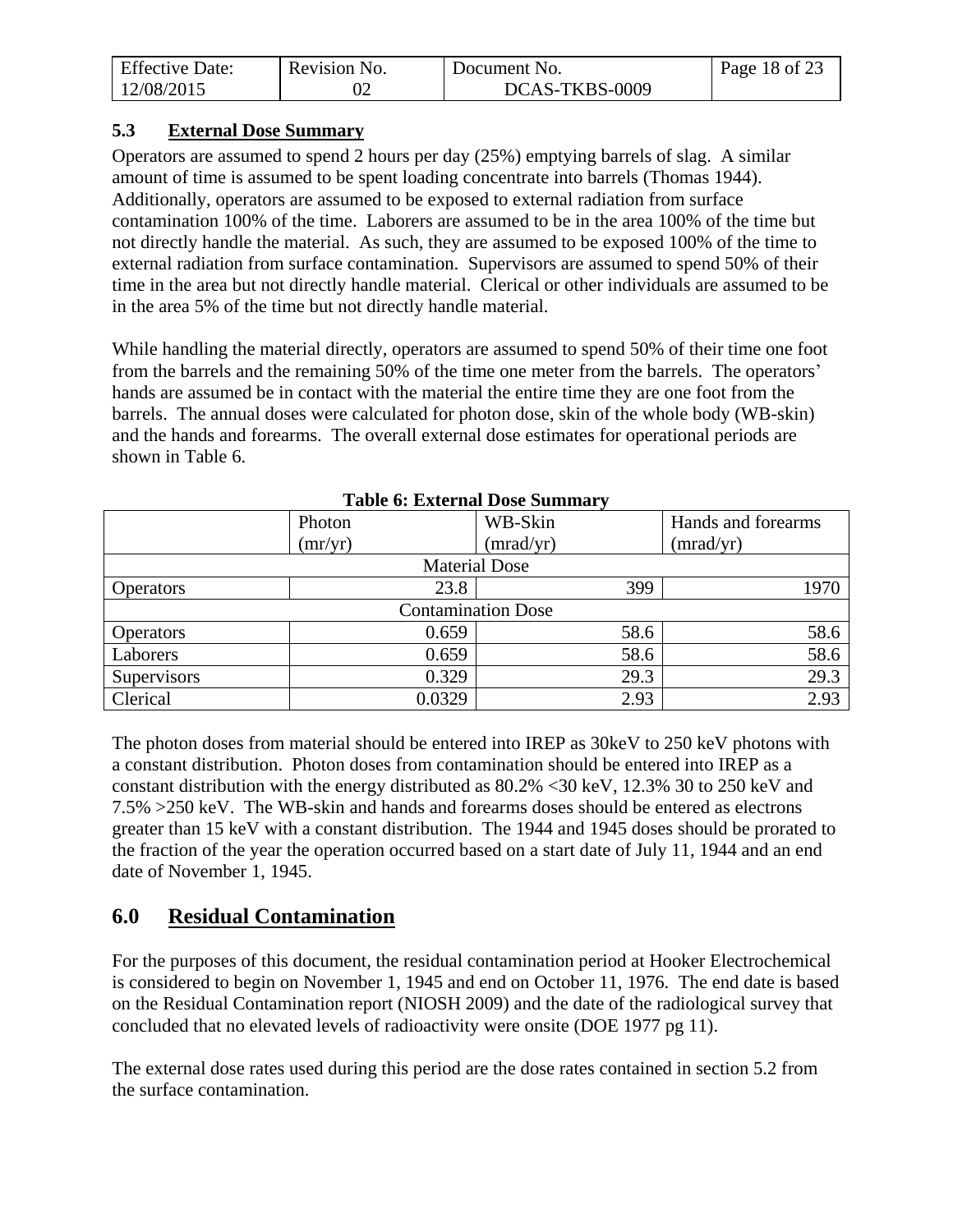### 5.3 External Dose Summary

Operators are assumed to spend 2 hours per day (25%) emptying barrels of slag. A similar amount of time is assumed to be spent loading concentrate into barrels (Thomas 1944). Additionally, operators are assumed to be exposed to external radiation from surface contamination 100% of the time. Laborers are assumed to be in the area 100% of the time but not directly handle the material. As such, they are assumed to be exposed 100% of the time to external radiation from surface contamination. Supervisors are assumed to spend 50% of their time in the area but not directly handle material. Clerical or other individuals are assumed to be in the area 5% of the time but not directly handle material.

While handling the material directly, operators are assumed to spend 50% of their time one foot from the barrels and the remaining 50% of the time one meter from the barrels. The operators' hands are assumed be in contact with the material the entire time they are one foot from the barrels. The annual doses were calculated for photon dose, skin of the whole body (WB-skin) and the hands and forearms. The overall external dose estimates for operational periods are shown in Table 6.

**Table 6: External Dose Summary**

| | Photon (mr/yr) | WB-Skin (mrad/yr) | Hands and forearms (mrad/yr) |
|---|---|---|---|
| Material Dose | | | |
| Operators | 23.8 | 399 | 1970 |
| Contamination Dose | | | |
| Operators | 0.659 | 58.6 | 58.6 |
| Laborers | 0.659 | 58.6 | 58.6 |
| Supervisors | 0.329 | 29.3 | 29.3 |
| Clerical | 0.0329 | 2.93 | 2.93 |

The photon doses from material should be entered into IREP as 30keV to 250 keV photons with a constant distribution. Photon doses from contamination should be entered into IREP as a constant distribution with the energy distributed as 80.2% <30 keV, 12.3% 30 to 250 keV and 7.5% >250 keV. The WB-skin and hands and forearms doses should be entered as electrons greater than 15 keV with a constant distribution. The 1944 and 1945 doses should be prorated to the fraction of the year the operation occurred based on a start date of July 11, 1944 and an end date of November 1, 1945.

## 6.0 Residual Contamination

For the purposes of this document, the residual contamination period at Hooker Electrochemical is considered to begin on November 1, 1945 and end on October 11, 1976. The end date is based on the Residual Contamination report (NIOSH 2009) and the date of the radiological survey that concluded that no elevated levels of radioactivity were onsite (DOE 1977 pg 11).

The external dose rates used during this period are the dose rates contained in section 5.2 from the surface contamination.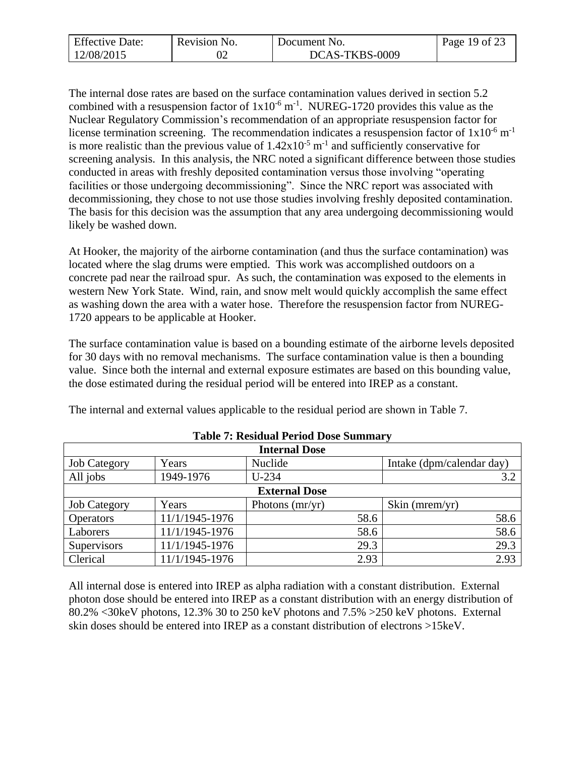The internal dose rates are based on the surface contamination values derived in section 5.2 combined with a resuspension factor of $1x10^{-6}$ $m^{-1}$. NUREG-1720 provides this value as the Nuclear Regulatory Commission's recommendation of an appropriate resuspension factor for license termination screening. The recommendation indicates a resuspension factor of $1x10^{-6}$ $m^{-1}$ is more realistic than the previous value of $1.42x10^{-5}$ $m^{-1}$ and sufficiently conservative for screening analysis. In this analysis, the NRC noted a significant difference between those studies conducted in areas with freshly deposited contamination versus those involving "operating facilities or those undergoing decommissioning". Since the NRC report was associated with decommissioning, they chose to not use those studies involving freshly deposited contamination. The basis for this decision was the assumption that any area undergoing decommissioning would likely be washed down.

At Hooker, the majority of the airborne contamination (and thus the surface contamination) was located where the slag drums were emptied. This work was accomplished outdoors on a concrete pad near the railroad spur. As such, the contamination was exposed to the elements in western New York State. Wind, rain, and snow melt would quickly accomplish the same effect as washing down the area with a water hose. Therefore the resuspension factor from NUREG-1720 appears to be applicable at Hooker.

The surface contamination value is based on a bounding estimate of the airborne levels deposited for 30 days with no removal mechanisms. The surface contamination value is then a bounding value. Since both the internal and external exposure estimates are based on this bounding value, the dose estimated during the residual period will be entered into IREP as a constant.

The internal and external values applicable to the residual period are shown in Table 7.

**Table 7: Residual Period Dose Summary**

| **Internal Dose** | | | |
|---|---|---|---|
| Job Category | Years | Nuclide | Intake (dpm/calendar day) |
| All jobs | 1949-1976 | U-234 | 3.2 |
| **External Dose** | | | |
| Job Category | Years | Photons (mr/yr) | Skin (mrem/yr) |
| Operators | 11/1/1945-1976 | 58.6 | 58.6 |
| Laborers | 11/1/1945-1976 | 58.6 | 58.6 |
| Supervisors | 11/1/1945-1976 | 29.3 | 29.3 |
| Clerical | 11/1/1945-1976 | 2.93 | 2.93 |

All internal dose is entered into IREP as alpha radiation with a constant distribution. External photon dose should be entered into IREP as a constant distribution with an energy distribution of 80.2% <30keV photons, 12.3% 30 to 250 keV photons and 7.5% >250 keV photons. External skin doses should be entered into IREP as a constant distribution of electrons >15keV.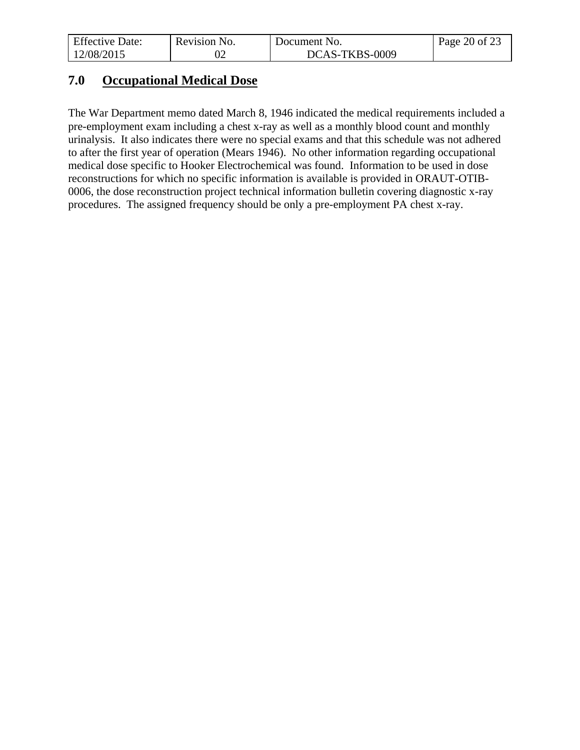## 7.0 Occupational Medical Dose

The War Department memo dated March 8, 1946 indicated the medical requirements included a pre-employment exam including a chest x-ray as well as a monthly blood count and monthly urinalysis. It also indicates there were no special exams and that this schedule was not adhered to after the first year of operation (Mears 1946). No other information regarding occupational medical dose specific to Hooker Electrochemical was found. Information to be used in dose reconstructions for which no specific information is available is provided in ORAUT-OTIB-0006, the dose reconstruction project technical information bulletin covering diagnostic x-ray procedures. The assigned frequency should be only a pre-employment PA chest x-ray.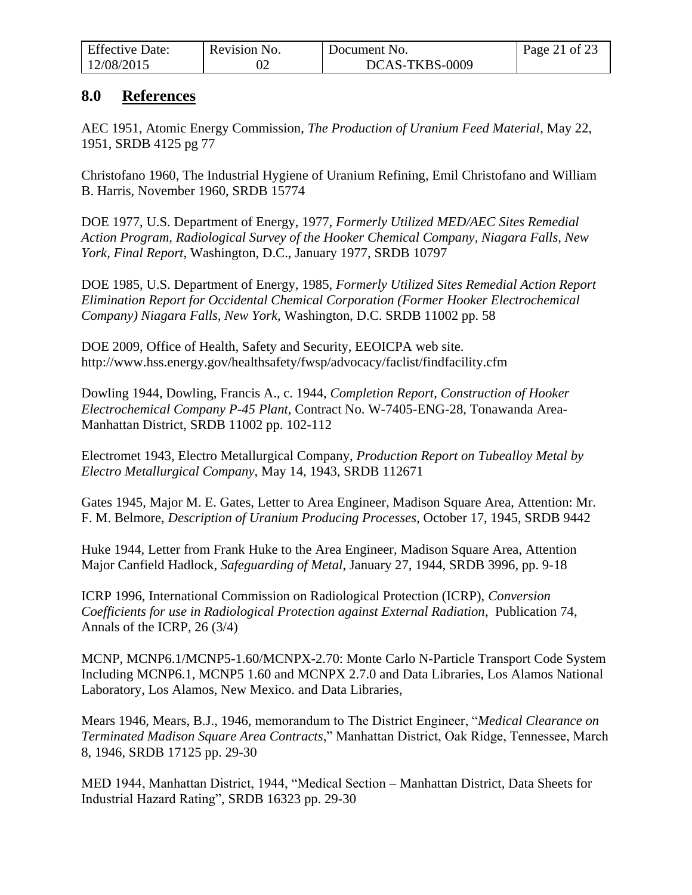## 8.0 References

AEC 1951, Atomic Energy Commission, *The Production of Uranium Feed Material*, May 22, 1951, SRDB 4125 pg 77

Christofano 1960, The Industrial Hygiene of Uranium Refining, Emil Christofano and William B. Harris, November 1960, SRDB 15774

DOE 1977, U.S. Department of Energy, 1977, *Formerly Utilized MED/AEC Sites Remedial Action Program, Radiological Survey of the Hooker Chemical Company, Niagara Falls, New York, Final Report*, Washington, D.C., January 1977, SRDB 10797

DOE 1985, U.S. Department of Energy, 1985, *Formerly Utilized Sites Remedial Action Report Elimination Report for Occidental Chemical Corporation (Former Hooker Electrochemical Company) Niagara Falls, New York,* Washington, D.C. SRDB 11002 pp. 58

DOE 2009, Office of Health, Safety and Security, EEOICPA web site. http://www.hss.energy.gov/healthsafety/fwsp/advocacy/faclist/findfacility.cfm

Dowling 1944, Dowling, Francis A., c. 1944, *Completion Report, Construction of Hooker Electrochemical Company P-45 Plant,* Contract No. W-7405-ENG-28, Tonawanda Area-Manhattan District, SRDB 11002 pp. 102-112

Electromet 1943, Electro Metallurgical Company, *Production Report on Tubealloy Metal by Electro Metallurgical Company*, May 14, 1943, SRDB 112671

Gates 1945, Major M. E. Gates, Letter to Area Engineer, Madison Square Area, Attention: Mr. F. M. Belmore, *Description of Uranium Producing Processes*, October 17, 1945, SRDB 9442

Huke 1944, Letter from Frank Huke to the Area Engineer, Madison Square Area, Attention Major Canfield Hadlock, *Safeguarding of Metal*, January 27, 1944, SRDB 3996, pp. 9-18

ICRP 1996, International Commission on Radiological Protection (ICRP), *Conversion Coefficients for use in Radiological Protection against External Radiation*, Publication 74, Annals of the ICRP, 26 (3/4)

MCNP, MCNP6.1/MCNP5-1.60/MCNPX-2.70: Monte Carlo N-Particle Transport Code System Including MCNP6.1, MCNP5 1.60 and MCNPX 2.7.0 and Data Libraries, Los Alamos National Laboratory, Los Alamos, New Mexico. and Data Libraries,

Mears 1946, Mears, B.J., 1946, memorandum to The District Engineer, "*Medical Clearance on Terminated Madison Square Area Contracts*," Manhattan District, Oak Ridge, Tennessee, March 8, 1946, SRDB 17125 pp. 29-30

MED 1944, Manhattan District, 1944, "Medical Section – Manhattan District, Data Sheets for Industrial Hazard Rating", SRDB 16323 pp. 29-30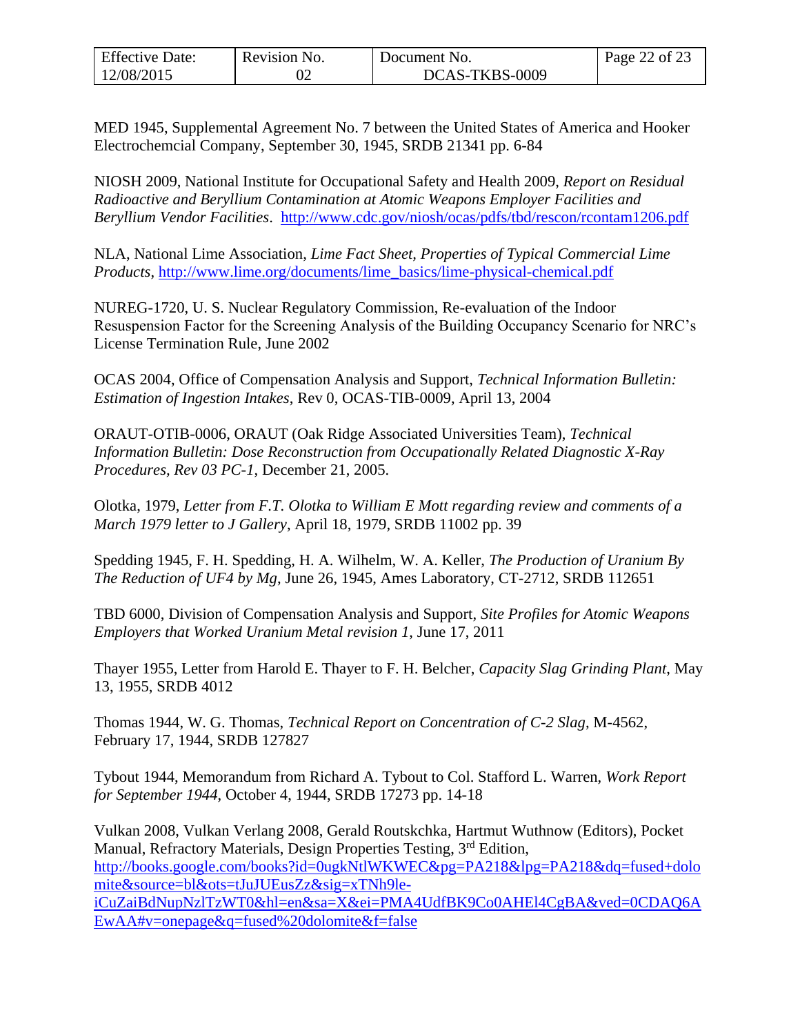MED 1945, Supplemental Agreement No. 7 between the United States of America and Hooker Electrochemcial Company, September 30, 1945, SRDB 21341 pp. 6-84

NIOSH 2009, National Institute for Occupational Safety and Health 2009, *Report on Residual Radioactive and Beryllium Contamination at Atomic Weapons Employer Facilities and Beryllium Vendor Facilities*. http://www.cdc.gov/niosh/ocas/pdfs/tbd/rescon/rcontam1206.pdf

NLA, National Lime Association, *Lime Fact Sheet, Properties of Typical Commercial Lime Products*, http://www.lime.org/documents/lime_basics/lime-physical-chemical.pdf

NUREG-1720, U. S. Nuclear Regulatory Commission, Re-evaluation of the Indoor Resuspension Factor for the Screening Analysis of the Building Occupancy Scenario for NRC's License Termination Rule, June 2002

OCAS 2004, Office of Compensation Analysis and Support, *Technical Information Bulletin: Estimation of Ingestion Intakes*, Rev 0, OCAS-TIB-0009, April 13, 2004

ORAUT-OTIB-0006, ORAUT (Oak Ridge Associated Universities Team), *Technical Information Bulletin: Dose Reconstruction from Occupationally Related Diagnostic X-Ray Procedures, Rev 03 PC-1*, December 21, 2005.

Olotka, 1979, *Letter from F.T. Olotka to William E Mott regarding review and comments of a March 1979 letter to J Gallery*, April 18, 1979, SRDB 11002 pp. 39

Spedding 1945, F. H. Spedding, H. A. Wilhelm, W. A. Keller, *The Production of Uranium By The Reduction of UF4 by Mg*, June 26, 1945, Ames Laboratory, CT-2712, SRDB 112651

TBD 6000, Division of Compensation Analysis and Support, *Site Profiles for Atomic Weapons Employers that Worked Uranium Metal revision 1*, June 17, 2011

Thayer 1955, Letter from Harold E. Thayer to F. H. Belcher, *Capacity Slag Grinding Plant*, May 13, 1955, SRDB 4012

Thomas 1944, W. G. Thomas, *Technical Report on Concentration of C-2 Slag*, M-4562, February 17, 1944, SRDB 127827

Tybout 1944, Memorandum from Richard A. Tybout to Col. Stafford L. Warren, *Work Report for September 1944*, October 4, 1944, SRDB 17273 pp. 14-18

Vulkan 2008, Vulkan Verlang 2008, Gerald Routskchka, Hartmut Wuthnow (Editors), Pocket Manual, Refractory Materials, Design Properties Testing, 3rd Edition, http://books.google.com/books?id=0ugkNtlWKWEC&pg=PA218&lpg=PA218&dq=fused+dolomite&source=bl&ots=tJuJUEusZz&sig=xTNh9le-iCuZaiBdNupNzlTzWT0&hl=en&sa=X&ei=PMA4UdfBK9Co0AHEl4CgBA&ved=0CDAQ6AEwAA#v=onepage&q=fused%20dolomite&f=false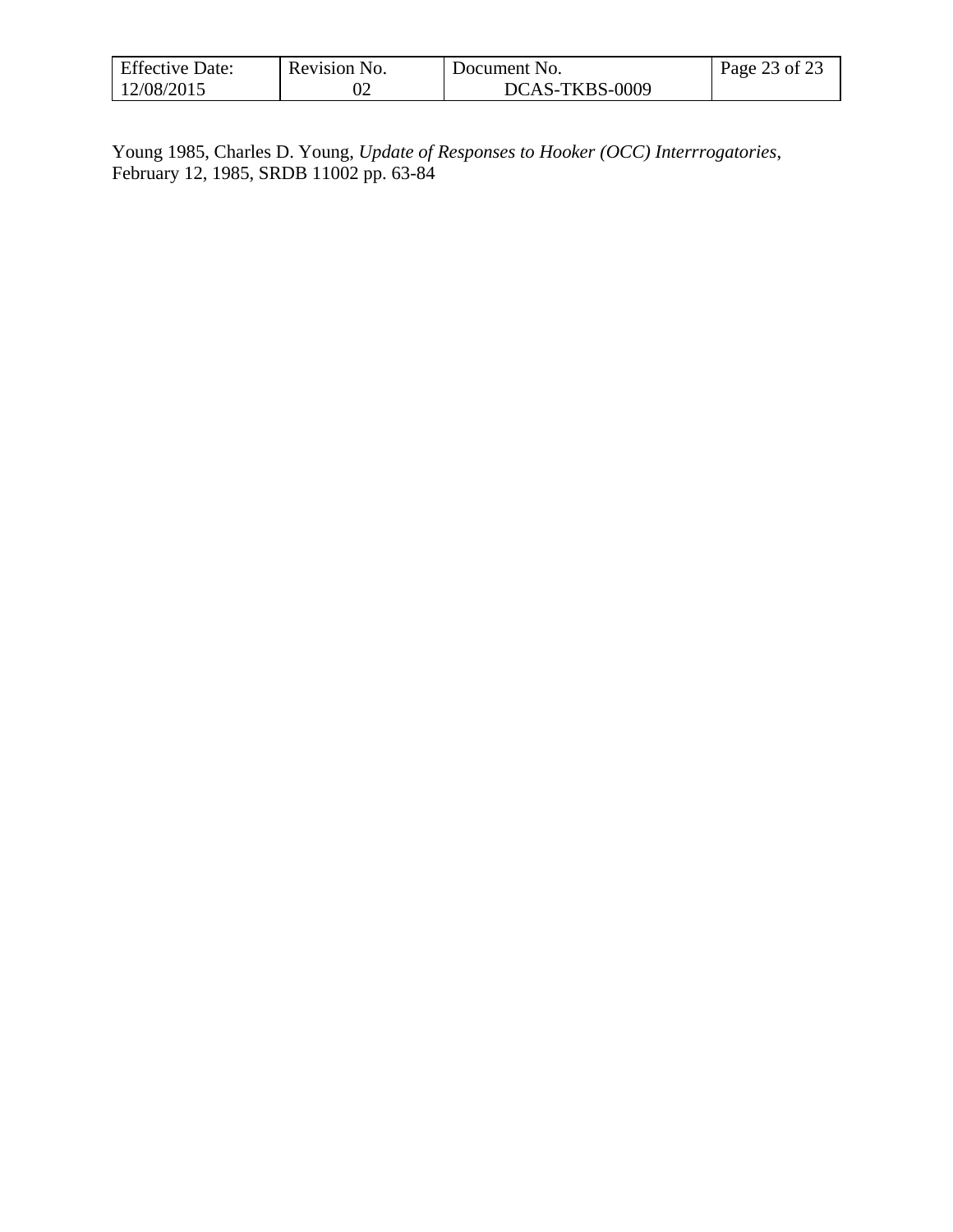Young 1985, Charles D. Young, *Update of Responses to Hooker (OCC) Interrrogatories*, February 12, 1985, SRDB 11002 pp. 63-84